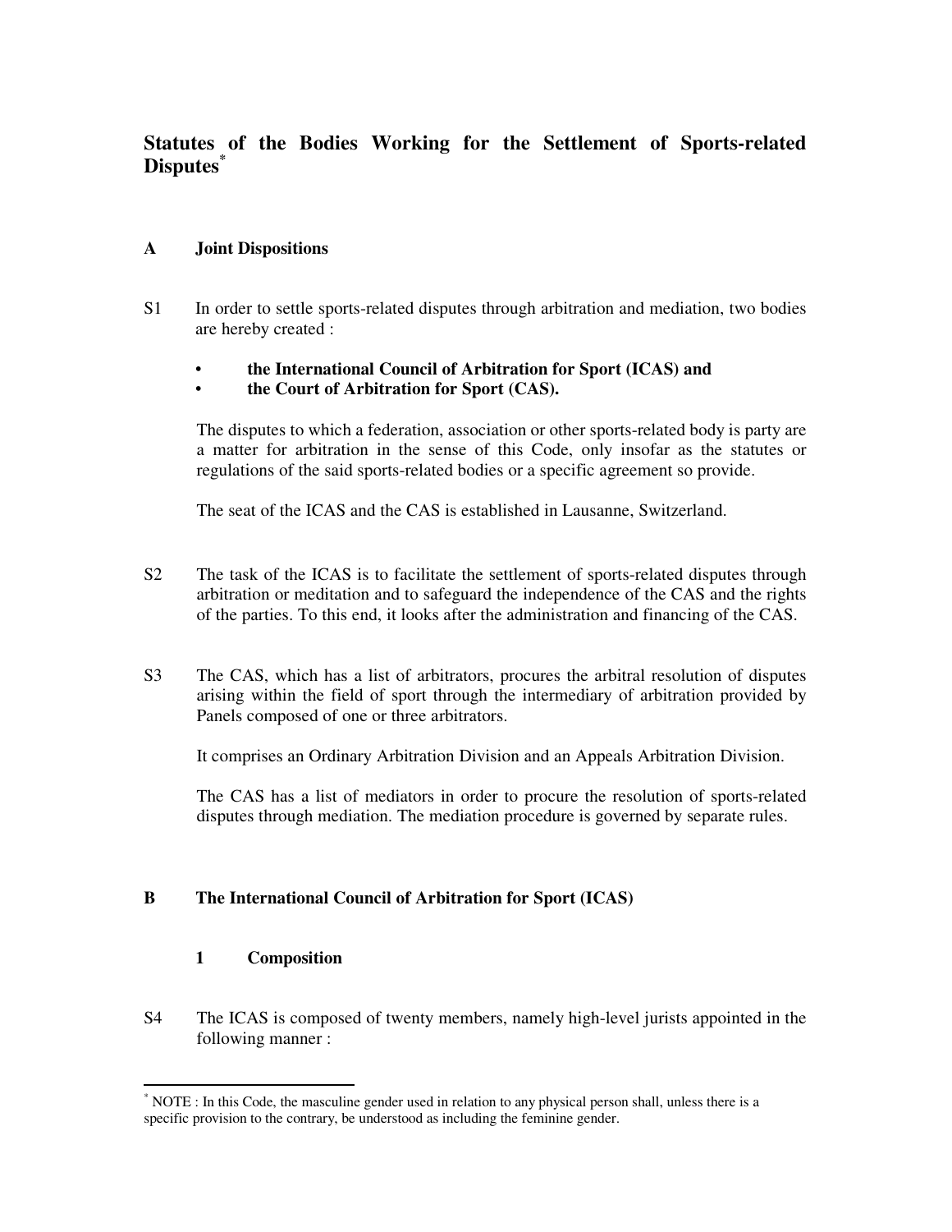# Statutes of the Bodies Working for the Settlement of Sports-related Disputes*

## A Joint Dispositions

S1 In order to settle sports-related disputes through arbitration and mediation, two bodies are hereby created :

- **the International Council of Arbitration for Sport (ICAS) and**
- **the Court of Arbitration for Sport (CAS).**

The disputes to which a federation, association or other sports-related body is party are a matter for arbitration in the sense of this Code, only insofar as the statutes or regulations of the said sports-related bodies or a specific agreement so provide.

The seat of the ICAS and the CAS is established in Lausanne, Switzerland.

S2 The task of the ICAS is to facilitate the settlement of sports-related disputes through arbitration or meditation and to safeguard the independence of the CAS and the rights of the parties. To this end, it looks after the administration and financing of the CAS.

S3 The CAS, which has a list of arbitrators, procures the arbitral resolution of disputes arising within the field of sport through the intermediary of arbitration provided by Panels composed of one or three arbitrators.

It comprises an Ordinary Arbitration Division and an Appeals Arbitration Division.

The CAS has a list of mediators in order to procure the resolution of sports-related disputes through mediation. The mediation procedure is governed by separate rules.

## B The International Council of Arbitration for Sport (ICAS)

### 1 Composition

S4 The ICAS is composed of twenty members, namely high-level jurists appointed in the following manner :

* NOTE : In this Code, the masculine gender used in relation to any physical person shall, unless there is a specific provision to the contrary, be understood as including the feminine gender.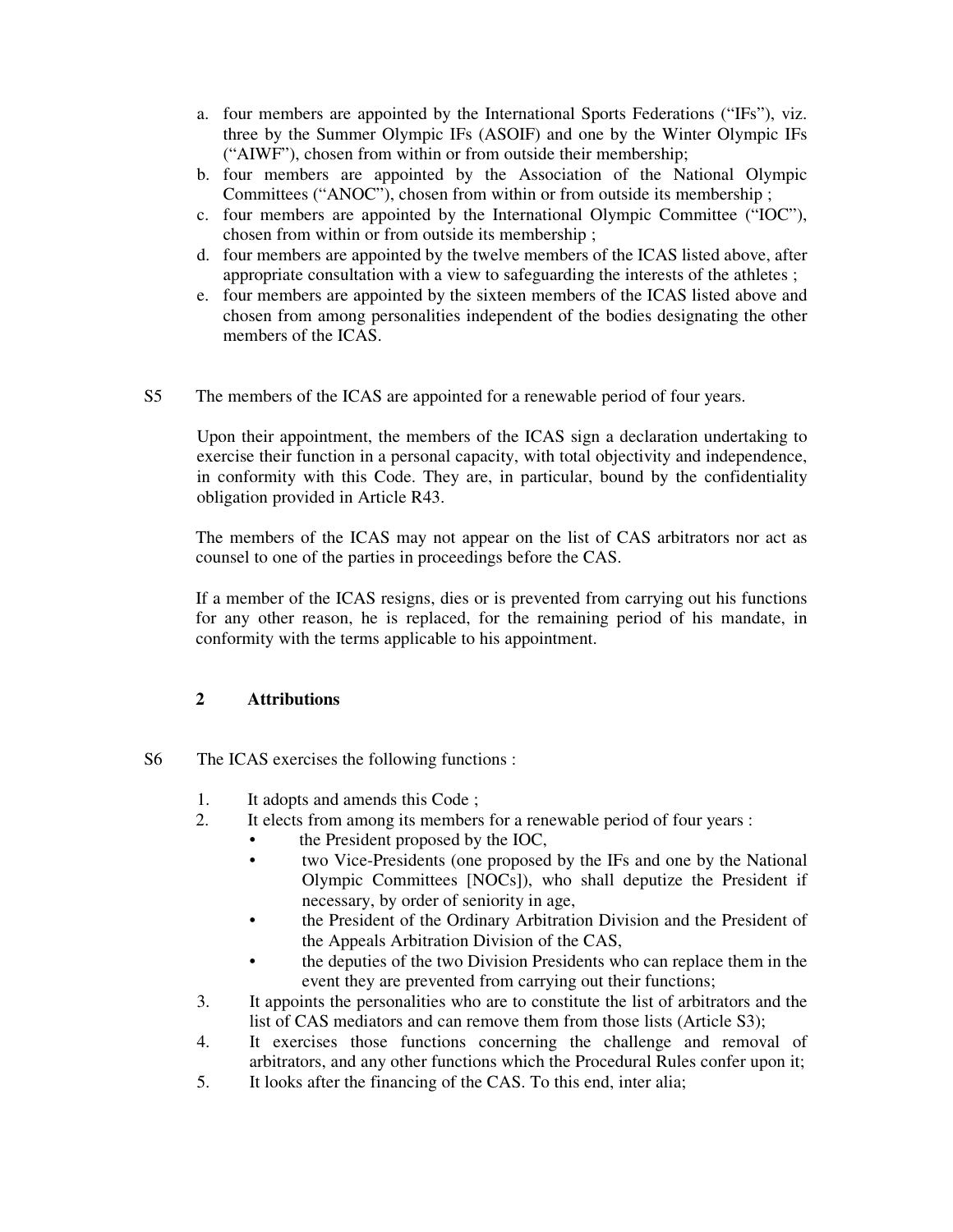a. four members are appointed by the International Sports Federations ("IFs"), viz. three by the Summer Olympic IFs (ASOIF) and one by the Winter Olympic IFs ("AIWF"), chosen from within or from outside their membership;
b. four members are appointed by the Association of the National Olympic Committees ("ANOC"), chosen from within or from outside its membership ;
c. four members are appointed by the International Olympic Committee ("IOC"), chosen from within or from outside its membership ;
d. four members are appointed by the twelve members of the ICAS listed above, after appropriate consultation with a view to safeguarding the interests of the athletes ;
e. four members are appointed by the sixteen members of the ICAS listed above and chosen from among personalities independent of the bodies designating the other members of the ICAS.

S5 The members of the ICAS are appointed for a renewable period of four years.

Upon their appointment, the members of the ICAS sign a declaration undertaking to exercise their function in a personal capacity, with total objectivity and independence, in conformity with this Code. They are, in particular, bound by the confidentiality obligation provided in Article R43.

The members of the ICAS may not appear on the list of CAS arbitrators nor act as counsel to one of the parties in proceedings before the CAS.

If a member of the ICAS resigns, dies or is prevented from carrying out his functions for any other reason, he is replaced, for the remaining period of his mandate, in conformity with the terms applicable to his appointment.

### 2 Attributions

S6 The ICAS exercises the following functions :

1. It adopts and amends this Code ;
2. It elects from among its members for a renewable period of four years :
   - the President proposed by the IOC,
   - two Vice-Presidents (one proposed by the IFs and one by the National Olympic Committees [NOCs]), who shall deputize the President if necessary, by order of seniority in age,
   - the President of the Ordinary Arbitration Division and the President of the Appeals Arbitration Division of the CAS,
   - the deputies of the two Division Presidents who can replace them in the event they are prevented from carrying out their functions;
3. It appoints the personalities who are to constitute the list of arbitrators and the list of CAS mediators and can remove them from those lists (Article S3);
4. It exercises those functions concerning the challenge and removal of arbitrators, and any other functions which the Procedural Rules confer upon it;
5. It looks after the financing of the CAS. To this end, inter alia;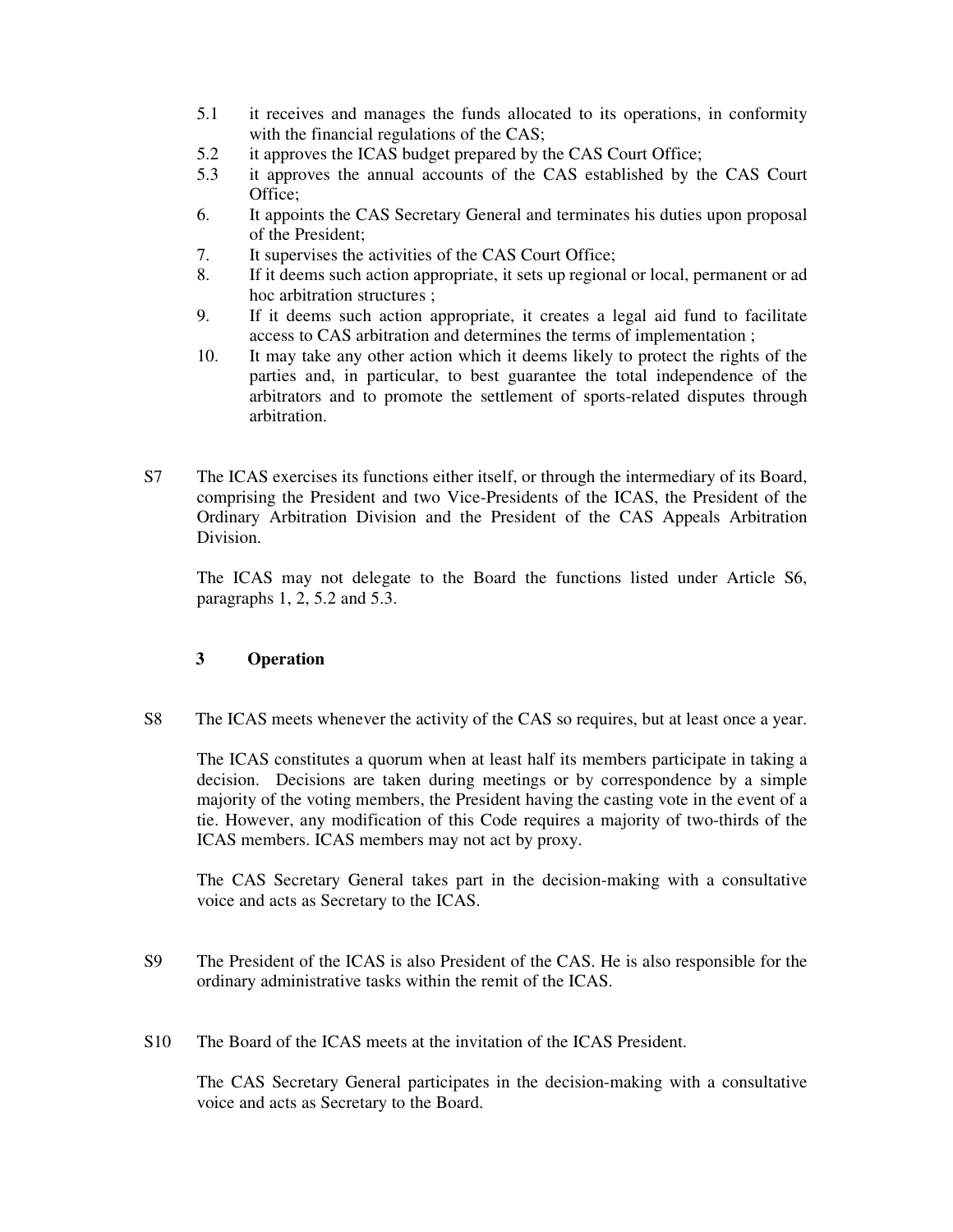5.1 it receives and manages the funds allocated to its operations, in conformity with the financial regulations of the CAS;

5.2 it approves the ICAS budget prepared by the CAS Court Office;

5.3 it approves the annual accounts of the CAS established by the CAS Court Office;

6. It appoints the CAS Secretary General and terminates his duties upon proposal of the President;

7. It supervises the activities of the CAS Court Office;

8. If it deems such action appropriate, it sets up regional or local, permanent or ad hoc arbitration structures ;

9. If it deems such action appropriate, it creates a legal aid fund to facilitate access to CAS arbitration and determines the terms of implementation ;

10. It may take any other action which it deems likely to protect the rights of the parties and, in particular, to best guarantee the total independence of the arbitrators and to promote the settlement of sports-related disputes through arbitration.

S7 The ICAS exercises its functions either itself, or through the intermediary of its Board, comprising the President and two Vice-Presidents of the ICAS, the President of the Ordinary Arbitration Division and the President of the CAS Appeals Arbitration Division.

The ICAS may not delegate to the Board the functions listed under Article S6, paragraphs 1, 2, 5.2 and 5.3.

## 3 Operation

S8 The ICAS meets whenever the activity of the CAS so requires, but at least once a year.

The ICAS constitutes a quorum when at least half its members participate in taking a decision. Decisions are taken during meetings or by correspondence by a simple majority of the voting members, the President having the casting vote in the event of a tie. However, any modification of this Code requires a majority of two-thirds of the ICAS members. ICAS members may not act by proxy.

The CAS Secretary General takes part in the decision-making with a consultative voice and acts as Secretary to the ICAS.

S9 The President of the ICAS is also President of the CAS. He is also responsible for the ordinary administrative tasks within the remit of the ICAS.

S10 The Board of the ICAS meets at the invitation of the ICAS President.

The CAS Secretary General participates in the decision-making with a consultative voice and acts as Secretary to the Board.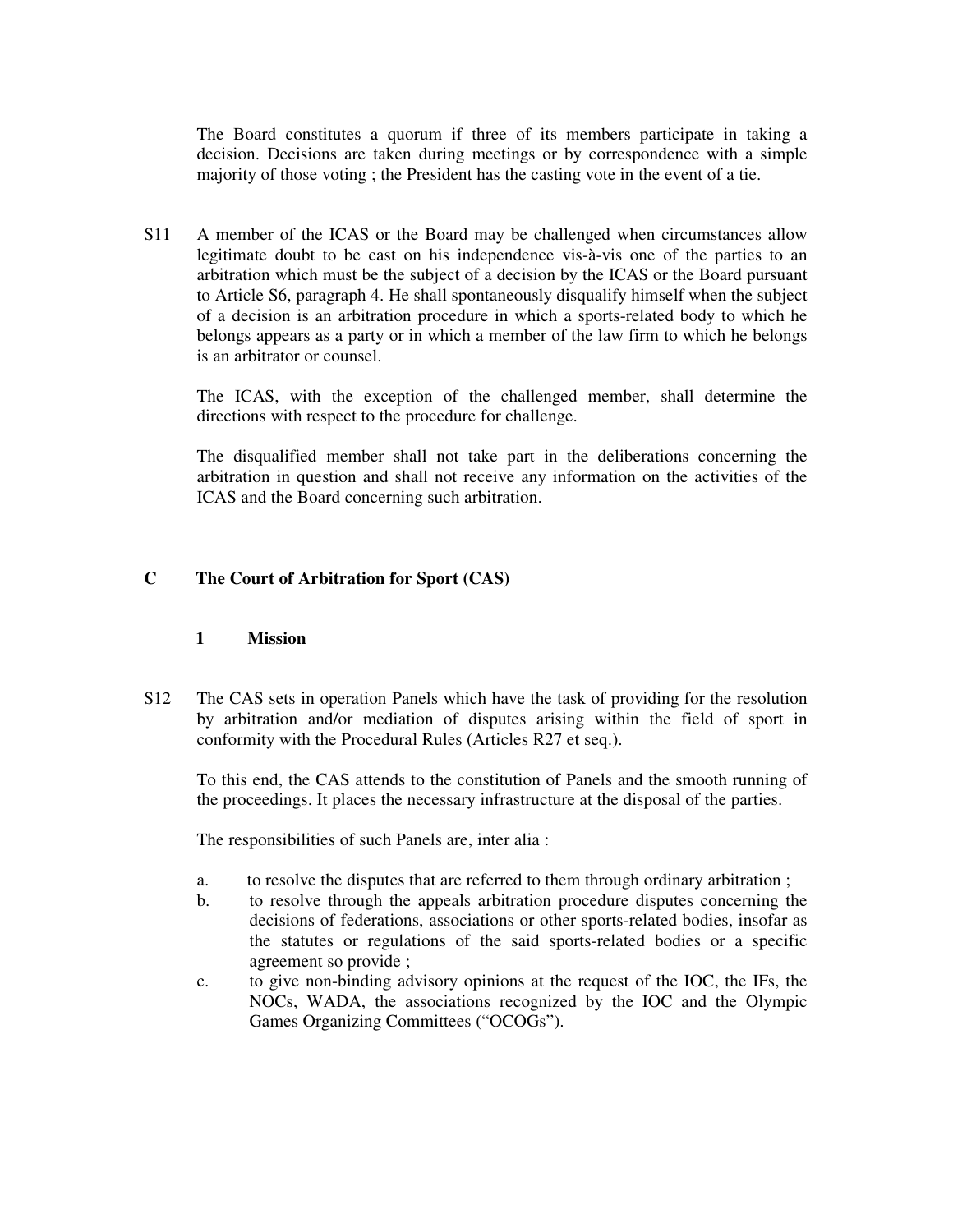The Board constitutes a quorum if three of its members participate in taking a decision. Decisions are taken during meetings or by correspondence with a simple majority of those voting ; the President has the casting vote in the event of a tie.

S11 A member of the ICAS or the Board may be challenged when circumstances allow legitimate doubt to be cast on his independence vis-à-vis one of the parties to an arbitration which must be the subject of a decision by the ICAS or the Board pursuant to Article S6, paragraph 4. He shall spontaneously disqualify himself when the subject of a decision is an arbitration procedure in which a sports-related body to which he belongs appears as a party or in which a member of the law firm to which he belongs is an arbitrator or counsel.

The ICAS, with the exception of the challenged member, shall determine the directions with respect to the procedure for challenge.

The disqualified member shall not take part in the deliberations concerning the arbitration in question and shall not receive any information on the activities of the ICAS and the Board concerning such arbitration.

## C The Court of Arbitration for Sport (CAS)

### 1 Mission

S12 The CAS sets in operation Panels which have the task of providing for the resolution by arbitration and/or mediation of disputes arising within the field of sport in conformity with the Procedural Rules (Articles R27 et seq.).

To this end, the CAS attends to the constitution of Panels and the smooth running of the proceedings. It places the necessary infrastructure at the disposal of the parties.

The responsibilities of such Panels are, inter alia :

a. to resolve the disputes that are referred to them through ordinary arbitration ;
b. to resolve through the appeals arbitration procedure disputes concerning the decisions of federations, associations or other sports-related bodies, insofar as the statutes or regulations of the said sports-related bodies or a specific agreement so provide ;
c. to give non-binding advisory opinions at the request of the IOC, the IFs, the NOCs, WADA, the associations recognized by the IOC and the Olympic Games Organizing Committees ("OCOGs").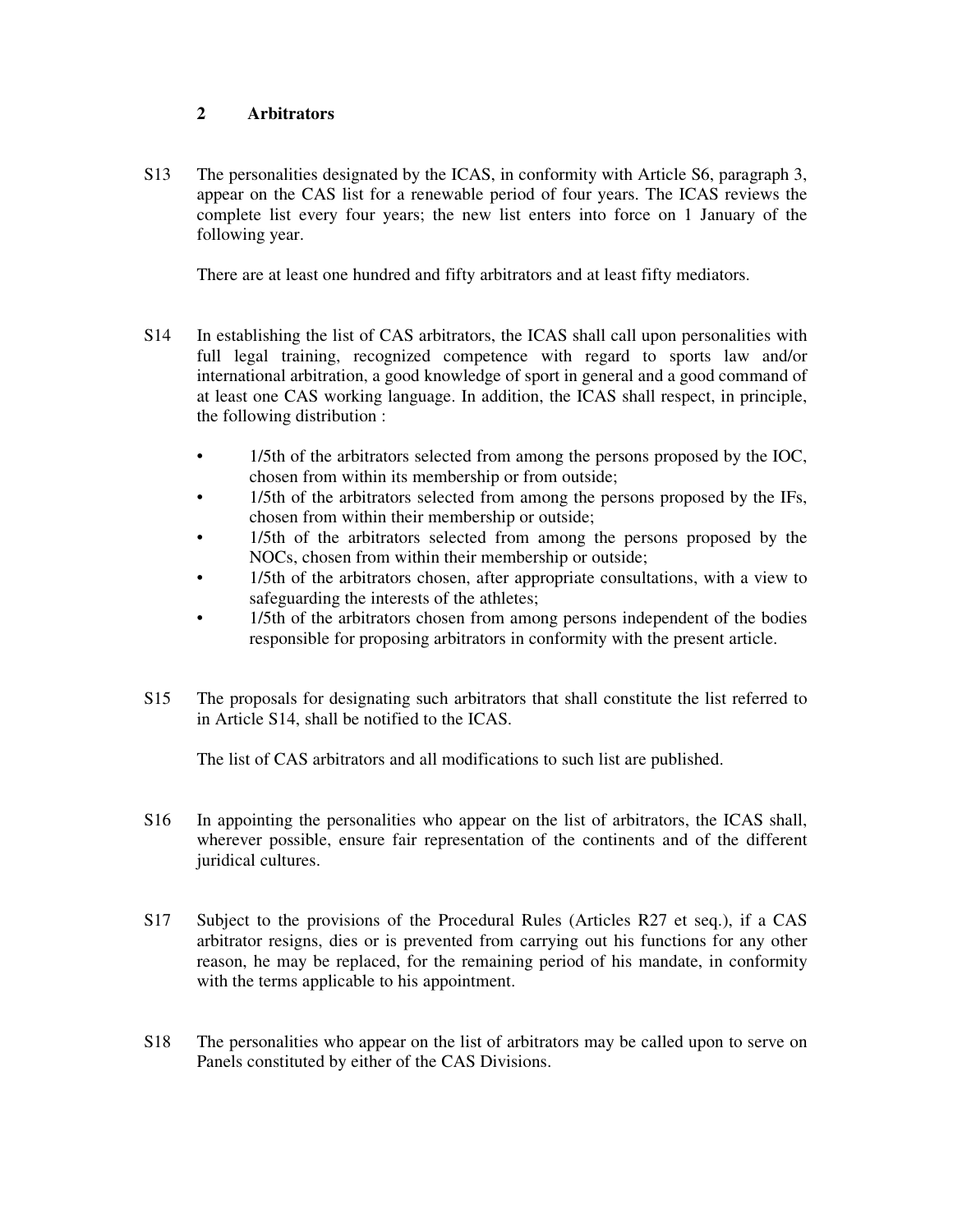## 2 Arbitrators

S13 The personalities designated by the ICAS, in conformity with Article S6, paragraph 3, appear on the CAS list for a renewable period of four years. The ICAS reviews the complete list every four years; the new list enters into force on 1 January of the following year.

There are at least one hundred and fifty arbitrators and at least fifty mediators.

S14 In establishing the list of CAS arbitrators, the ICAS shall call upon personalities with full legal training, recognized competence with regard to sports law and/or international arbitration, a good knowledge of sport in general and a good command of at least one CAS working language. In addition, the ICAS shall respect, in principle, the following distribution :

- 1/5th of the arbitrators selected from among the persons proposed by the IOC, chosen from within its membership or from outside;
- 1/5th of the arbitrators selected from among the persons proposed by the IFs, chosen from within their membership or outside;
- 1/5th of the arbitrators selected from among the persons proposed by the NOCs, chosen from within their membership or outside;
- 1/5th of the arbitrators chosen, after appropriate consultations, with a view to safeguarding the interests of the athletes;
- 1/5th of the arbitrators chosen from among persons independent of the bodies responsible for proposing arbitrators in conformity with the present article.

S15 The proposals for designating such arbitrators that shall constitute the list referred to in Article S14, shall be notified to the ICAS.

The list of CAS arbitrators and all modifications to such list are published.

S16 In appointing the personalities who appear on the list of arbitrators, the ICAS shall, wherever possible, ensure fair representation of the continents and of the different juridical cultures.

S17 Subject to the provisions of the Procedural Rules (Articles R27 et seq.), if a CAS arbitrator resigns, dies or is prevented from carrying out his functions for any other reason, he may be replaced, for the remaining period of his mandate, in conformity with the terms applicable to his appointment.

S18 The personalities who appear on the list of arbitrators may be called upon to serve on Panels constituted by either of the CAS Divisions.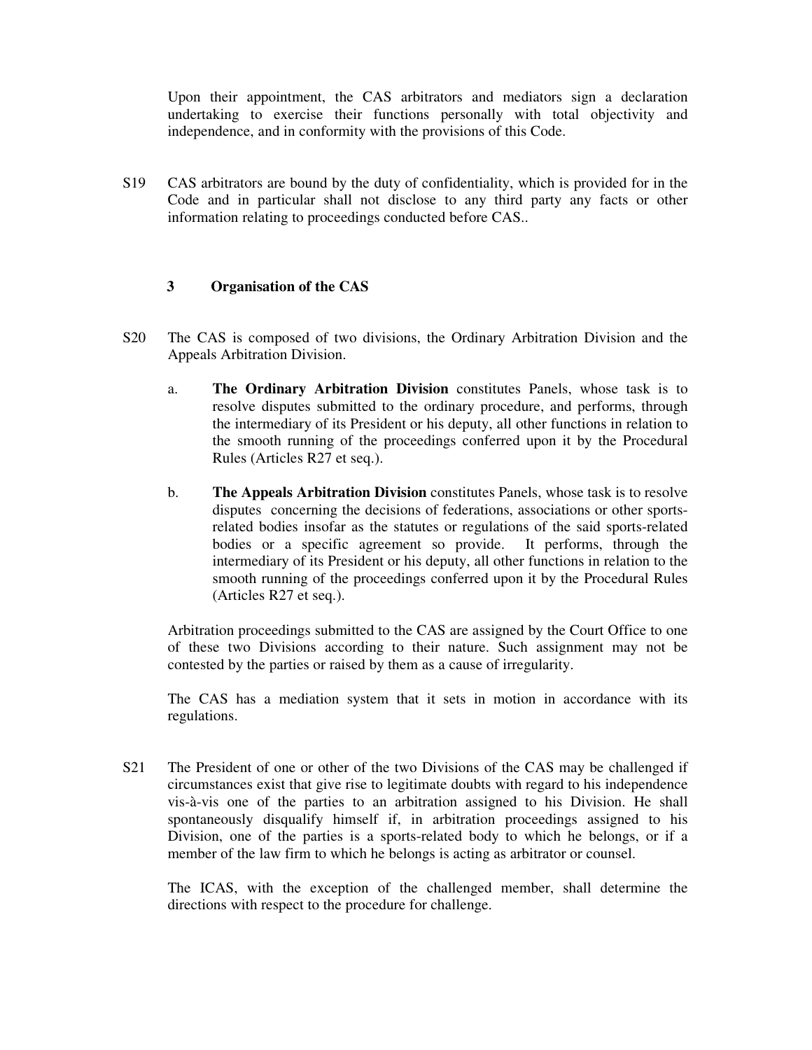Upon their appointment, the CAS arbitrators and mediators sign a declaration undertaking to exercise their functions personally with total objectivity and independence, and in conformity with the provisions of this Code.

S19 CAS arbitrators are bound by the duty of confidentiality, which is provided for in the Code and in particular shall not disclose to any third party any facts or other information relating to proceedings conducted before CAS..

## 3 Organisation of the CAS

S20 The CAS is composed of two divisions, the Ordinary Arbitration Division and the Appeals Arbitration Division.

a. **The Ordinary Arbitration Division** constitutes Panels, whose task is to resolve disputes submitted to the ordinary procedure, and performs, through the intermediary of its President or his deputy, all other functions in relation to the smooth running of the proceedings conferred upon it by the Procedural Rules (Articles R27 et seq.).

b. **The Appeals Arbitration Division** constitutes Panels, whose task is to resolve disputes concerning the decisions of federations, associations or other sports-related bodies insofar as the statutes or regulations of the said sports-related bodies or a specific agreement so provide. It performs, through the intermediary of its President or his deputy, all other functions in relation to the smooth running of the proceedings conferred upon it by the Procedural Rules (Articles R27 et seq.).

Arbitration proceedings submitted to the CAS are assigned by the Court Office to one of these two Divisions according to their nature. Such assignment may not be contested by the parties or raised by them as a cause of irregularity.

The CAS has a mediation system that it sets in motion in accordance with its regulations.

S21 The President of one or other of the two Divisions of the CAS may be challenged if circumstances exist that give rise to legitimate doubts with regard to his independence vis-à-vis one of the parties to an arbitration assigned to his Division. He shall spontaneously disqualify himself if, in arbitration proceedings assigned to his Division, one of the parties is a sports-related body to which he belongs, or if a member of the law firm to which he belongs is acting as arbitrator or counsel.

The ICAS, with the exception of the challenged member, shall determine the directions with respect to the procedure for challenge.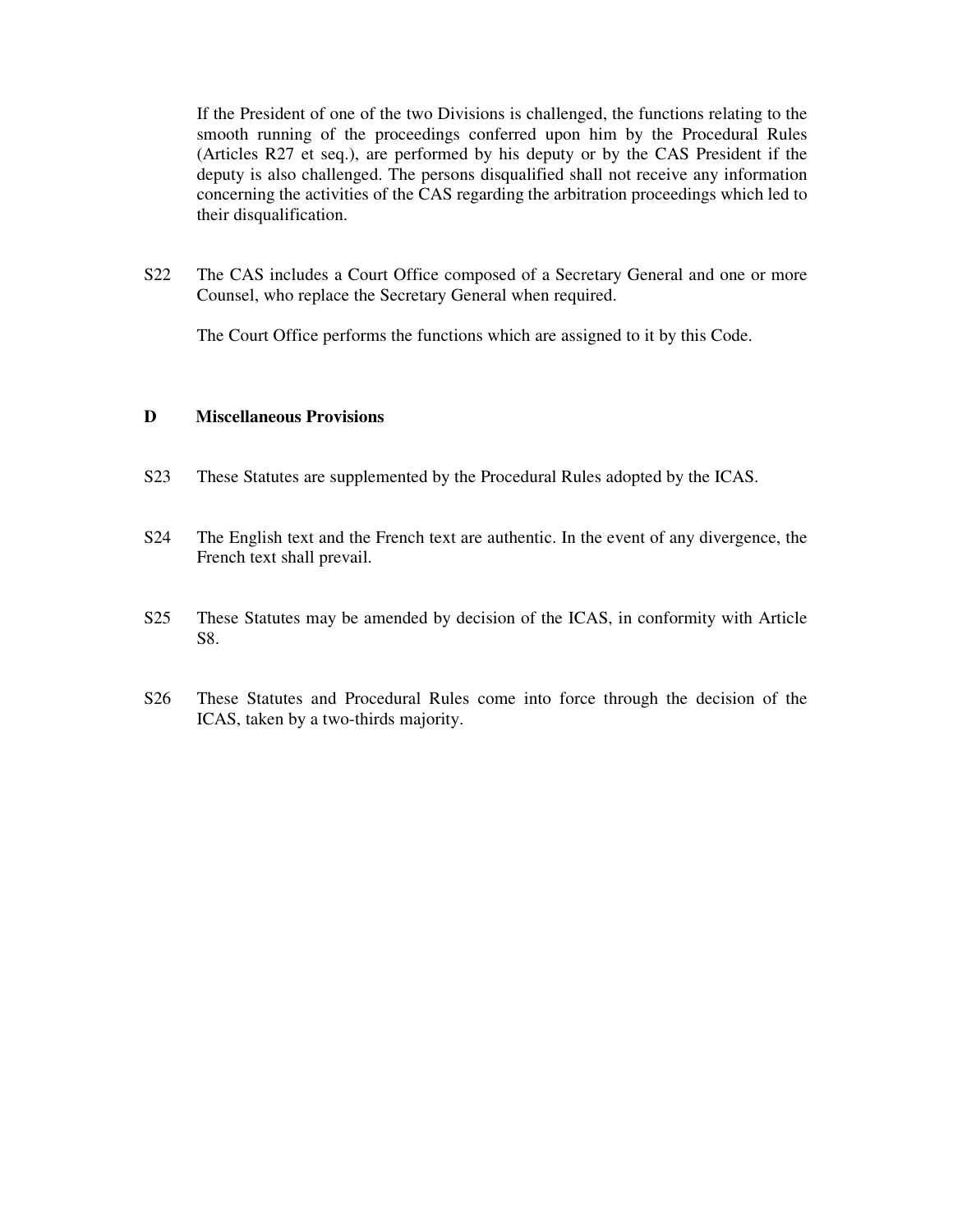If the President of one of the two Divisions is challenged, the functions relating to the smooth running of the proceedings conferred upon him by the Procedural Rules (Articles R27 et seq.), are performed by his deputy or by the CAS President if the deputy is also challenged. The persons disqualified shall not receive any information concerning the activities of the CAS regarding the arbitration proceedings which led to their disqualification.

S22 The CAS includes a Court Office composed of a Secretary General and one or more Counsel, who replace the Secretary General when required.

The Court Office performs the functions which are assigned to it by this Code.

## D Miscellaneous Provisions

S23 These Statutes are supplemented by the Procedural Rules adopted by the ICAS.

S24 The English text and the French text are authentic. In the event of any divergence, the French text shall prevail.

S25 These Statutes may be amended by decision of the ICAS, in conformity with Article S8.

S26 These Statutes and Procedural Rules come into force through the decision of the ICAS, taken by a two-thirds majority.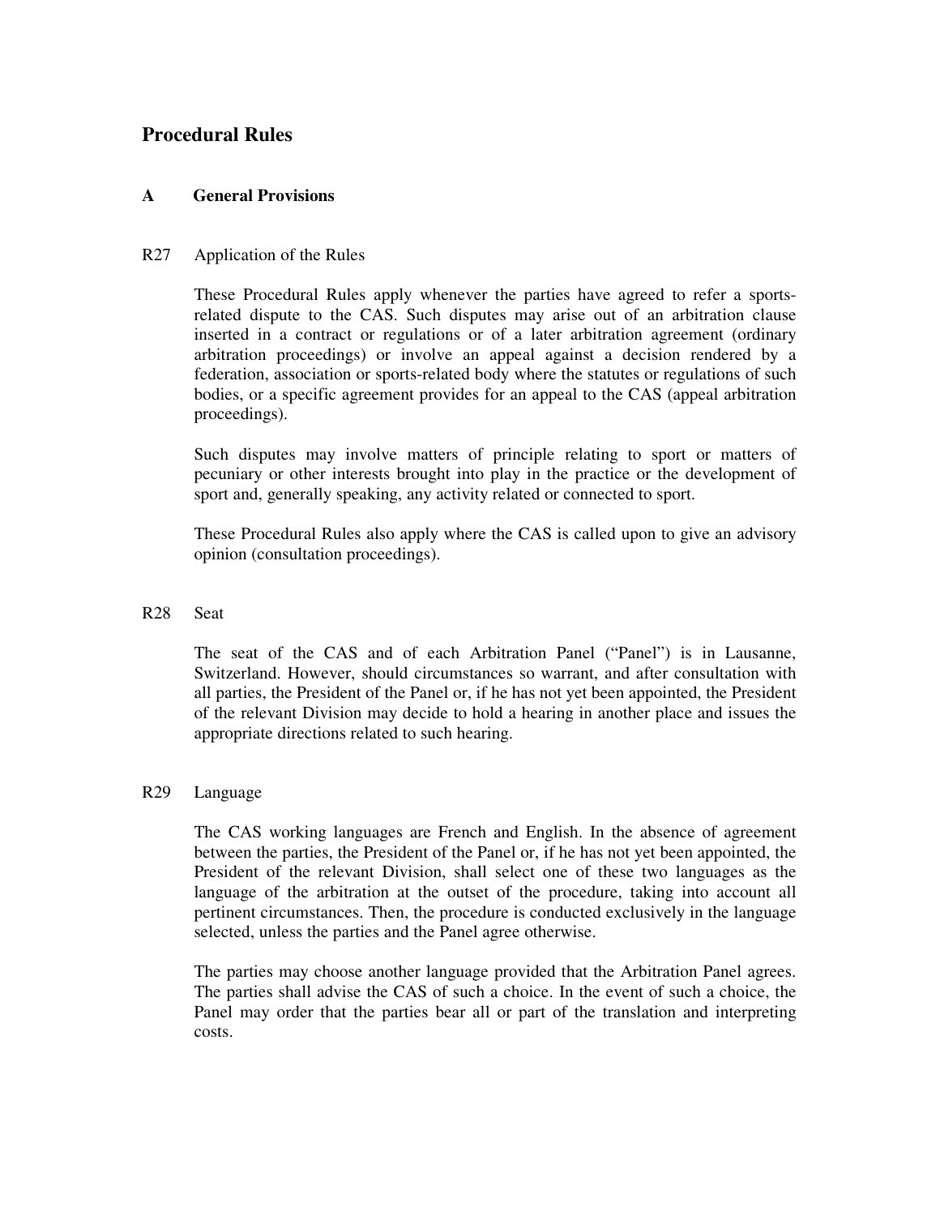## Procedural Rules

### A General Provisions

R27 Application of the Rules

These Procedural Rules apply whenever the parties have agreed to refer a sports-related dispute to the CAS. Such disputes may arise out of an arbitration clause inserted in a contract or regulations or of a later arbitration agreement (ordinary arbitration proceedings) or involve an appeal against a decision rendered by a federation, association or sports-related body where the statutes or regulations of such bodies, or a specific agreement provides for an appeal to the CAS (appeal arbitration proceedings).

Such disputes may involve matters of principle relating to sport or matters of pecuniary or other interests brought into play in the practice or the development of sport and, generally speaking, any activity related or connected to sport.

These Procedural Rules also apply where the CAS is called upon to give an advisory opinion (consultation proceedings).

R28 Seat

The seat of the CAS and of each Arbitration Panel ("Panel") is in Lausanne, Switzerland. However, should circumstances so warrant, and after consultation with all parties, the President of the Panel or, if he has not yet been appointed, the President of the relevant Division may decide to hold a hearing in another place and issues the appropriate directions related to such hearing.

R29 Language

The CAS working languages are French and English. In the absence of agreement between the parties, the President of the Panel or, if he has not yet been appointed, the President of the relevant Division, shall select one of these two languages as the language of the arbitration at the outset of the procedure, taking into account all pertinent circumstances. Then, the procedure is conducted exclusively in the language selected, unless the parties and the Panel agree otherwise.

The parties may choose another language provided that the Arbitration Panel agrees. The parties shall advise the CAS of such a choice. In the event of such a choice, the Panel may order that the parties bear all or part of the translation and interpreting costs.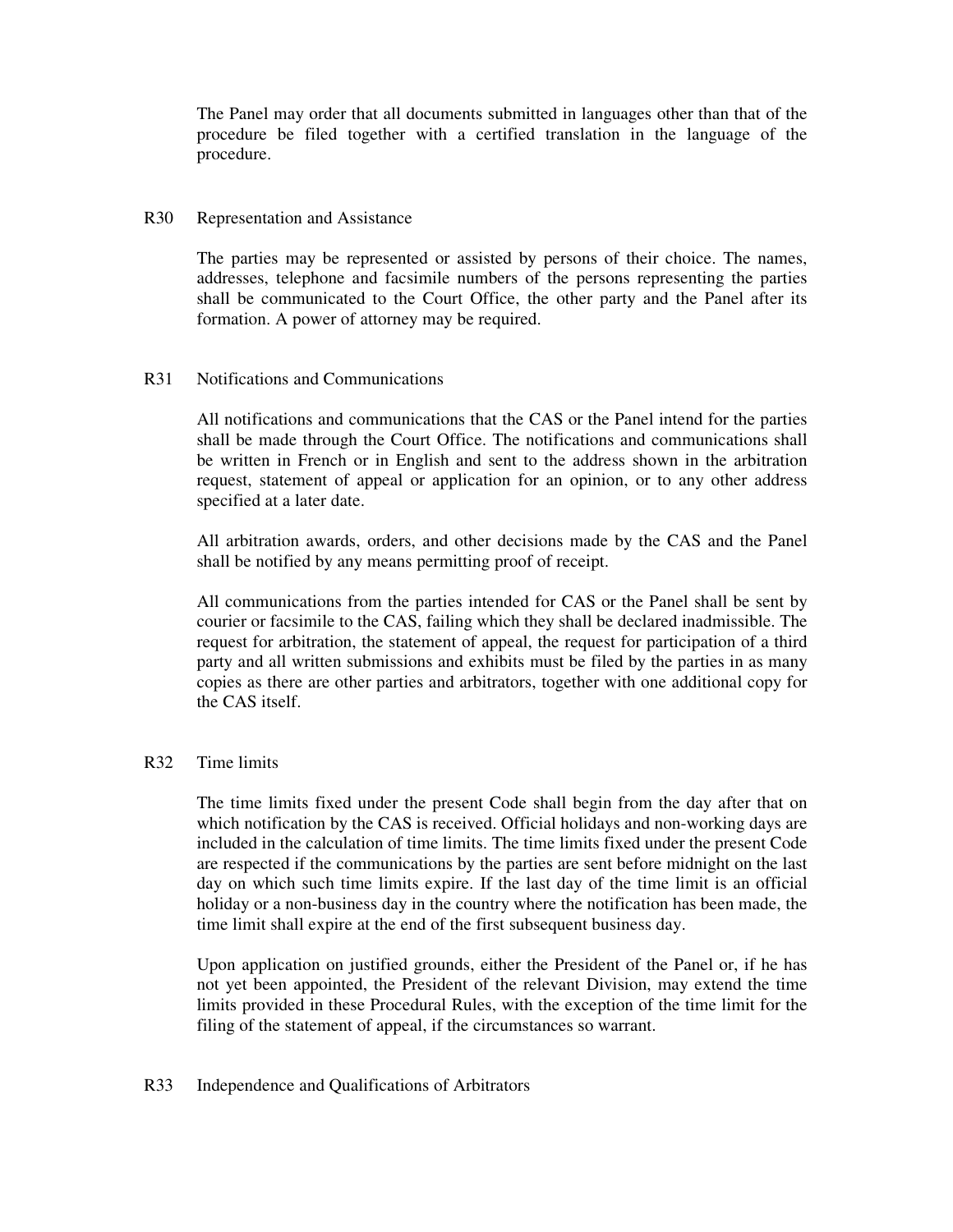The Panel may order that all documents submitted in languages other than that of the procedure be filed together with a certified translation in the language of the procedure.

## R30 Representation and Assistance

The parties may be represented or assisted by persons of their choice. The names, addresses, telephone and facsimile numbers of the persons representing the parties shall be communicated to the Court Office, the other party and the Panel after its formation. A power of attorney may be required.

## R31 Notifications and Communications

All notifications and communications that the CAS or the Panel intend for the parties shall be made through the Court Office. The notifications and communications shall be written in French or in English and sent to the address shown in the arbitration request, statement of appeal or application for an opinion, or to any other address specified at a later date.

All arbitration awards, orders, and other decisions made by the CAS and the Panel shall be notified by any means permitting proof of receipt.

All communications from the parties intended for CAS or the Panel shall be sent by courier or facsimile to the CAS, failing which they shall be declared inadmissible. The request for arbitration, the statement of appeal, the request for participation of a third party and all written submissions and exhibits must be filed by the parties in as many copies as there are other parties and arbitrators, together with one additional copy for the CAS itself.

## R32 Time limits

The time limits fixed under the present Code shall begin from the day after that on which notification by the CAS is received. Official holidays and non-working days are included in the calculation of time limits. The time limits fixed under the present Code are respected if the communications by the parties are sent before midnight on the last day on which such time limits expire. If the last day of the time limit is an official holiday or a non-business day in the country where the notification has been made, the time limit shall expire at the end of the first subsequent business day.

Upon application on justified grounds, either the President of the Panel or, if he has not yet been appointed, the President of the relevant Division, may extend the time limits provided in these Procedural Rules, with the exception of the time limit for the filing of the statement of appeal, if the circumstances so warrant.

## R33 Independence and Qualifications of Arbitrators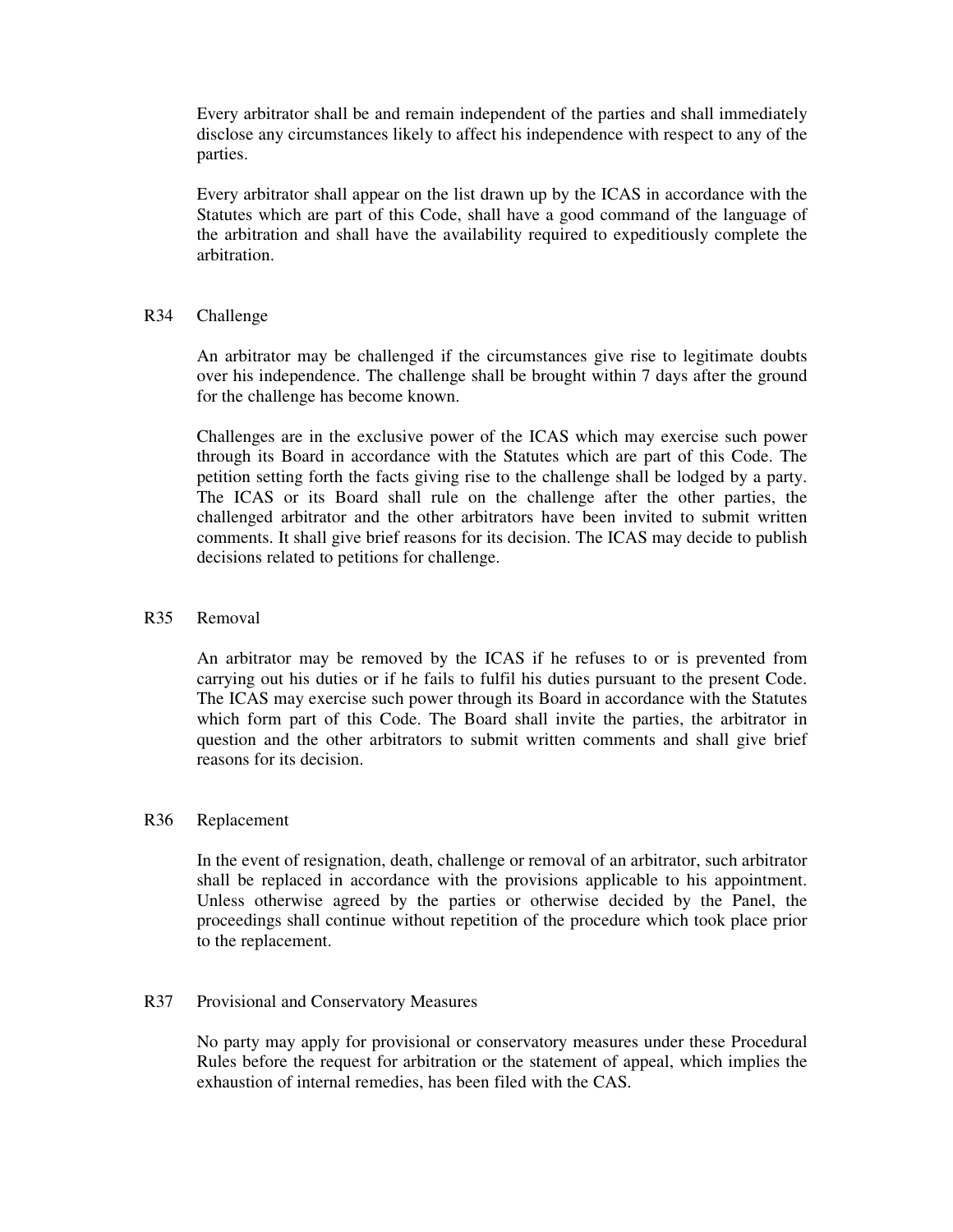Every arbitrator shall be and remain independent of the parties and shall immediately disclose any circumstances likely to affect his independence with respect to any of the parties.

Every arbitrator shall appear on the list drawn up by the ICAS in accordance with the Statutes which are part of this Code, shall have a good command of the language of the arbitration and shall have the availability required to expeditiously complete the arbitration.

### R34 Challenge

An arbitrator may be challenged if the circumstances give rise to legitimate doubts over his independence. The challenge shall be brought within 7 days after the ground for the challenge has become known.

Challenges are in the exclusive power of the ICAS which may exercise such power through its Board in accordance with the Statutes which are part of this Code. The petition setting forth the facts giving rise to the challenge shall be lodged by a party. The ICAS or its Board shall rule on the challenge after the other parties, the challenged arbitrator and the other arbitrators have been invited to submit written comments. It shall give brief reasons for its decision. The ICAS may decide to publish decisions related to petitions for challenge.

### R35 Removal

An arbitrator may be removed by the ICAS if he refuses to or is prevented from carrying out his duties or if he fails to fulfil his duties pursuant to the present Code. The ICAS may exercise such power through its Board in accordance with the Statutes which form part of this Code. The Board shall invite the parties, the arbitrator in question and the other arbitrators to submit written comments and shall give brief reasons for its decision.

### R36 Replacement

In the event of resignation, death, challenge or removal of an arbitrator, such arbitrator shall be replaced in accordance with the provisions applicable to his appointment. Unless otherwise agreed by the parties or otherwise decided by the Panel, the proceedings shall continue without repetition of the procedure which took place prior to the replacement.

### R37 Provisional and Conservatory Measures

No party may apply for provisional or conservatory measures under these Procedural Rules before the request for arbitration or the statement of appeal, which implies the exhaustion of internal remedies, has been filed with the CAS.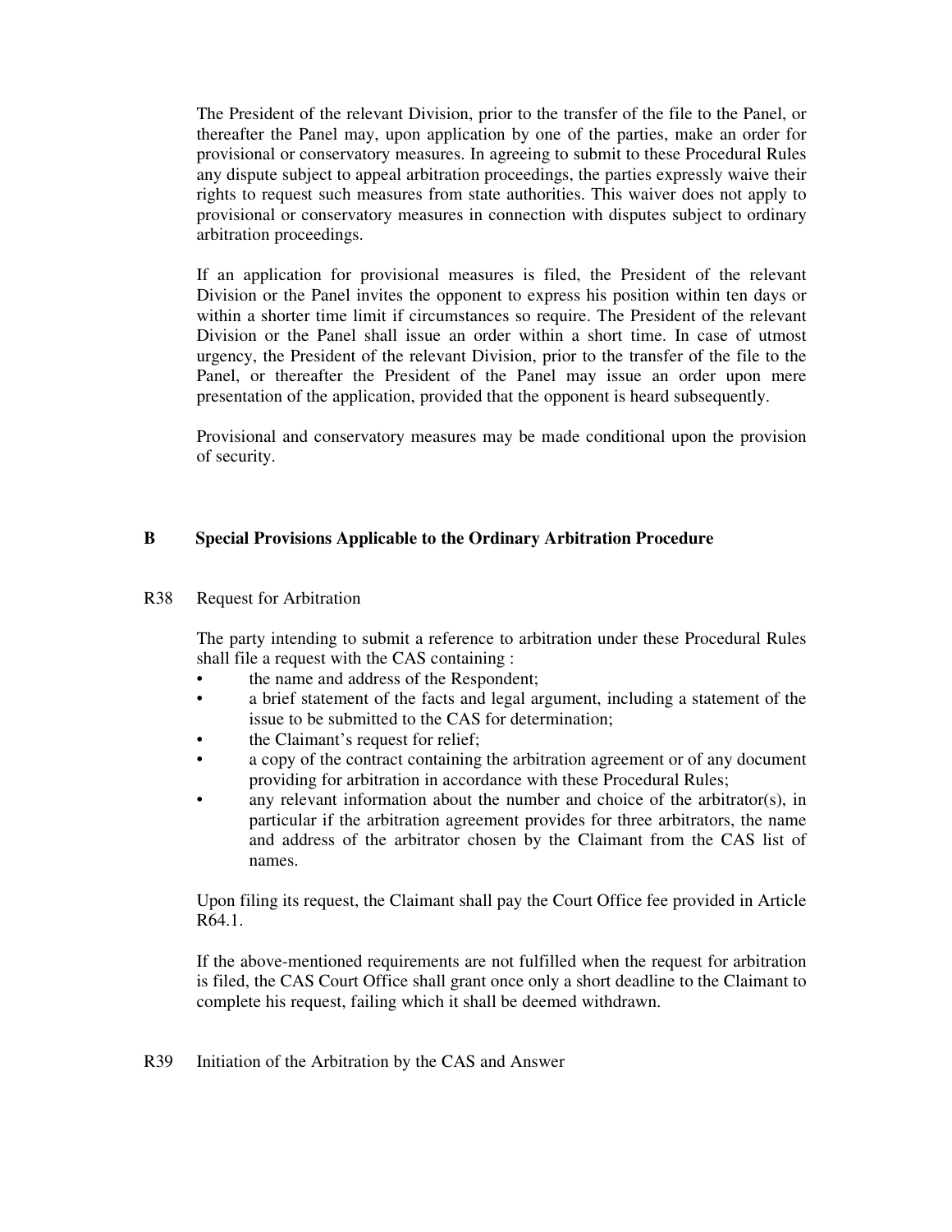The President of the relevant Division, prior to the transfer of the file to the Panel, or thereafter the Panel may, upon application by one of the parties, make an order for provisional or conservatory measures. In agreeing to submit to these Procedural Rules any dispute subject to appeal arbitration proceedings, the parties expressly waive their rights to request such measures from state authorities. This waiver does not apply to provisional or conservatory measures in connection with disputes subject to ordinary arbitration proceedings.

If an application for provisional measures is filed, the President of the relevant Division or the Panel invites the opponent to express his position within ten days or within a shorter time limit if circumstances so require. The President of the relevant Division or the Panel shall issue an order within a short time. In case of utmost urgency, the President of the relevant Division, prior to the transfer of the file to the Panel, or thereafter the President of the Panel may issue an order upon mere presentation of the application, provided that the opponent is heard subsequently.

Provisional and conservatory measures may be made conditional upon the provision of security.

## B Special Provisions Applicable to the Ordinary Arbitration Procedure

R38 Request for Arbitration

The party intending to submit a reference to arbitration under these Procedural Rules shall file a request with the CAS containing :

- the name and address of the Respondent;
- a brief statement of the facts and legal argument, including a statement of the issue to be submitted to the CAS for determination;
- the Claimant's request for relief;
- a copy of the contract containing the arbitration agreement or of any document providing for arbitration in accordance with these Procedural Rules;
- any relevant information about the number and choice of the arbitrator(s), in particular if the arbitration agreement provides for three arbitrators, the name and address of the arbitrator chosen by the Claimant from the CAS list of names.

Upon filing its request, the Claimant shall pay the Court Office fee provided in Article R64.1.

If the above-mentioned requirements are not fulfilled when the request for arbitration is filed, the CAS Court Office shall grant once only a short deadline to the Claimant to complete his request, failing which it shall be deemed withdrawn.

R39 Initiation of the Arbitration by the CAS and Answer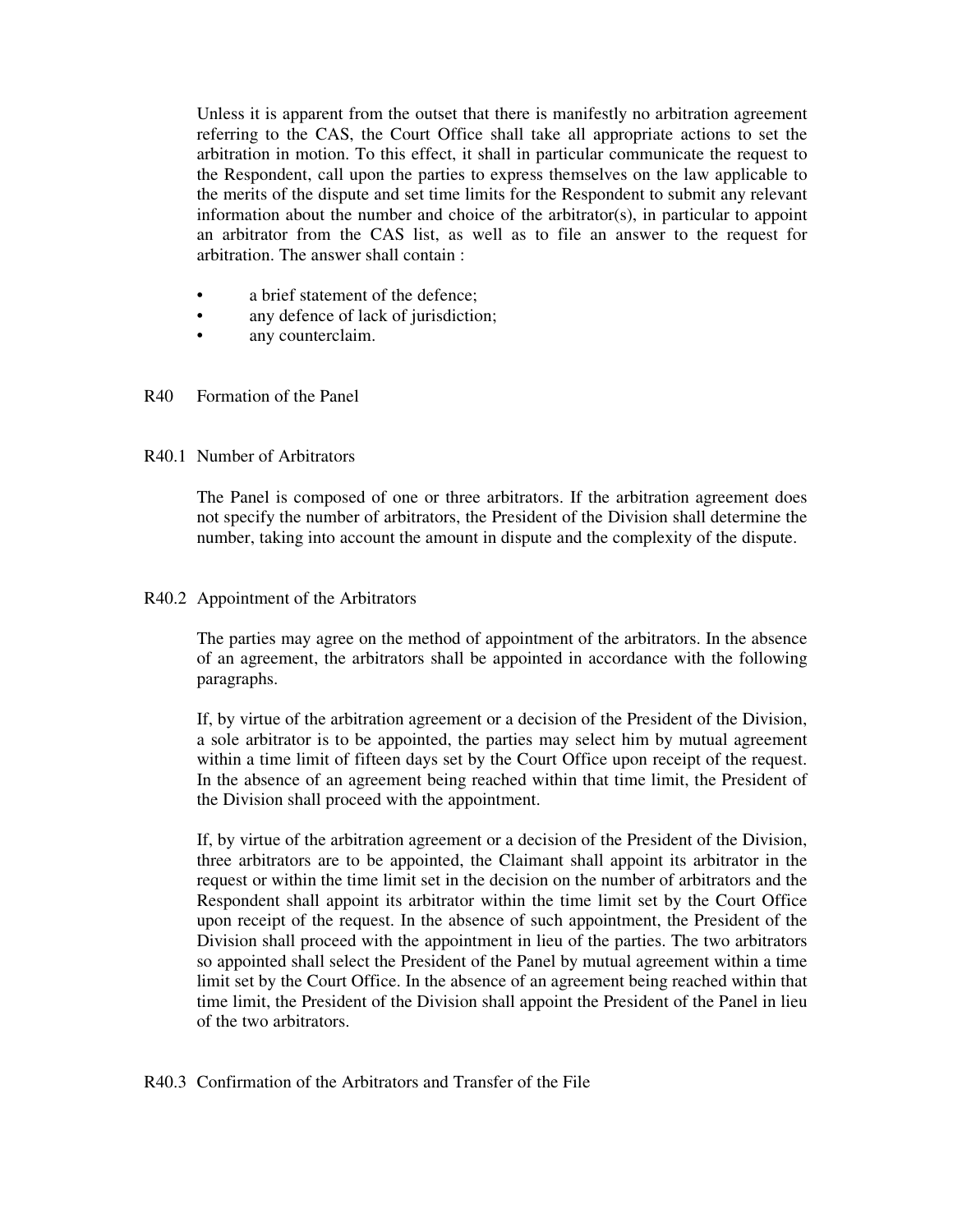Unless it is apparent from the outset that there is manifestly no arbitration agreement referring to the CAS, the Court Office shall take all appropriate actions to set the arbitration in motion. To this effect, it shall in particular communicate the request to the Respondent, call upon the parties to express themselves on the law applicable to the merits of the dispute and set time limits for the Respondent to submit any relevant information about the number and choice of the arbitrator(s), in particular to appoint an arbitrator from the CAS list, as well as to file an answer to the request for arbitration. The answer shall contain :

- a brief statement of the defence;
- any defence of lack of jurisdiction;
- any counterclaim.

## R40 Formation of the Panel

### R40.1 Number of Arbitrators

The Panel is composed of one or three arbitrators. If the arbitration agreement does not specify the number of arbitrators, the President of the Division shall determine the number, taking into account the amount in dispute and the complexity of the dispute.

### R40.2 Appointment of the Arbitrators

The parties may agree on the method of appointment of the arbitrators. In the absence of an agreement, the arbitrators shall be appointed in accordance with the following paragraphs.

If, by virtue of the arbitration agreement or a decision of the President of the Division, a sole arbitrator is to be appointed, the parties may select him by mutual agreement within a time limit of fifteen days set by the Court Office upon receipt of the request. In the absence of an agreement being reached within that time limit, the President of the Division shall proceed with the appointment.

If, by virtue of the arbitration agreement or a decision of the President of the Division, three arbitrators are to be appointed, the Claimant shall appoint its arbitrator in the request or within the time limit set in the decision on the number of arbitrators and the Respondent shall appoint its arbitrator within the time limit set by the Court Office upon receipt of the request. In the absence of such appointment, the President of the Division shall proceed with the appointment in lieu of the parties. The two arbitrators so appointed shall select the President of the Panel by mutual agreement within a time limit set by the Court Office. In the absence of an agreement being reached within that time limit, the President of the Division shall appoint the President of the Panel in lieu of the two arbitrators.

### R40.3 Confirmation of the Arbitrators and Transfer of the File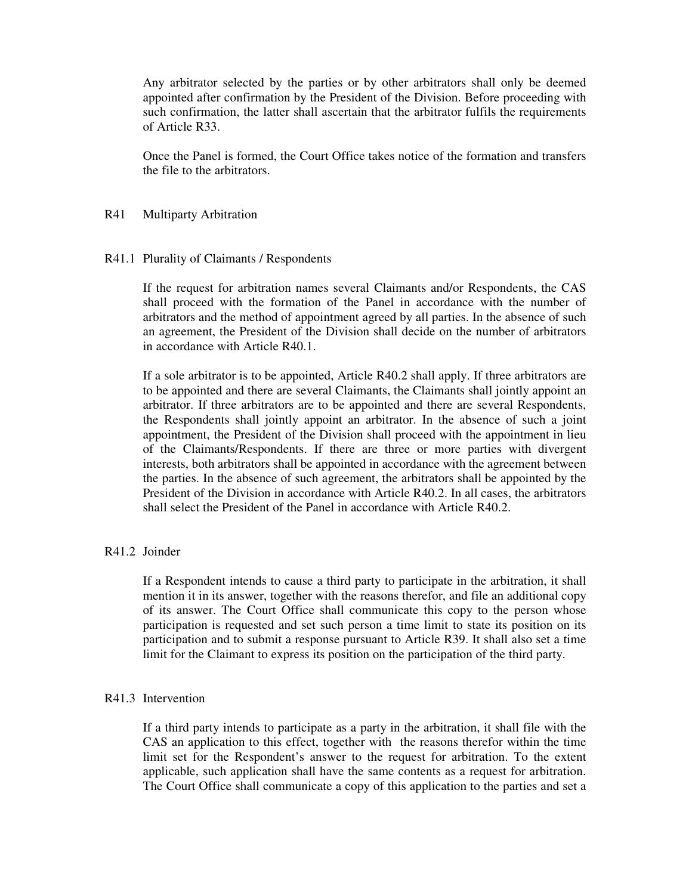Any arbitrator selected by the parties or by other arbitrators shall only be deemed appointed after confirmation by the President of the Division. Before proceeding with such confirmation, the latter shall ascertain that the arbitrator fulfils the requirements of Article R33.

Once the Panel is formed, the Court Office takes notice of the formation and transfers the file to the arbitrators.

## R41 Multiparty Arbitration

### R41.1 Plurality of Claimants / Respondents

If the request for arbitration names several Claimants and/or Respondents, the CAS shall proceed with the formation of the Panel in accordance with the number of arbitrators and the method of appointment agreed by all parties. In the absence of such an agreement, the President of the Division shall decide on the number of arbitrators in accordance with Article R40.1.

If a sole arbitrator is to be appointed, Article R40.2 shall apply. If three arbitrators are to be appointed and there are several Claimants, the Claimants shall jointly appoint an arbitrator. If three arbitrators are to be appointed and there are several Respondents, the Respondents shall jointly appoint an arbitrator. In the absence of such a joint appointment, the President of the Division shall proceed with the appointment in lieu of the Claimants/Respondents. If there are three or more parties with divergent interests, both arbitrators shall be appointed in accordance with the agreement between the parties. In the absence of such agreement, the arbitrators shall be appointed by the President of the Division in accordance with Article R40.2. In all cases, the arbitrators shall select the President of the Panel in accordance with Article R40.2.

### R41.2 Joinder

If a Respondent intends to cause a third party to participate in the arbitration, it shall mention it in its answer, together with the reasons therefor, and file an additional copy of its answer. The Court Office shall communicate this copy to the person whose participation is requested and set such person a time limit to state its position on its participation and to submit a response pursuant to Article R39. It shall also set a time limit for the Claimant to express its position on the participation of the third party.

### R41.3 Intervention

If a third party intends to participate as a party in the arbitration, it shall file with the CAS an application to this effect, together with the reasons therefor within the time limit set for the Respondent's answer to the request for arbitration. To the extent applicable, such application shall have the same contents as a request for arbitration. The Court Office shall communicate a copy of this application to the parties and set a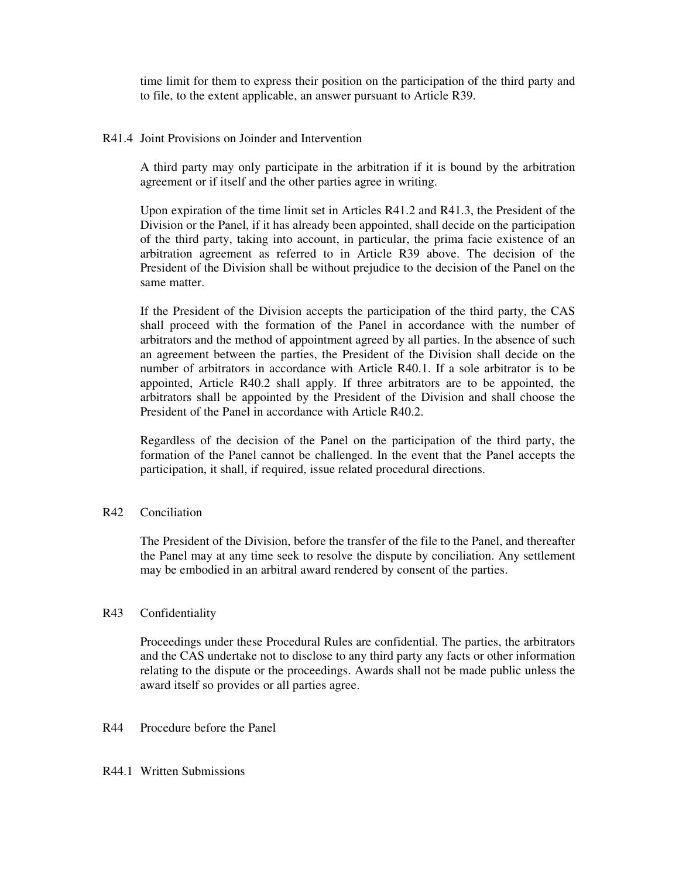time limit for them to express their position on the participation of the third party and to file, to the extent applicable, an answer pursuant to Article R39.

### R41.4 Joint Provisions on Joinder and Intervention

A third party may only participate in the arbitration if it is bound by the arbitration agreement or if itself and the other parties agree in writing.

Upon expiration of the time limit set in Articles R41.2 and R41.3, the President of the Division or the Panel, if it has already been appointed, shall decide on the participation of the third party, taking into account, in particular, the prima facie existence of an arbitration agreement as referred to in Article R39 above. The decision of the President of the Division shall be without prejudice to the decision of the Panel on the same matter.

If the President of the Division accepts the participation of the third party, the CAS shall proceed with the formation of the Panel in accordance with the number of arbitrators and the method of appointment agreed by all parties. In the absence of such an agreement between the parties, the President of the Division shall decide on the number of arbitrators in accordance with Article R40.1. If a sole arbitrator is to be appointed, Article R40.2 shall apply. If three arbitrators are to be appointed, the arbitrators shall be appointed by the President of the Division and shall choose the President of the Panel in accordance with Article R40.2.

Regardless of the decision of the Panel on the participation of the third party, the formation of the Panel cannot be challenged. In the event that the Panel accepts the participation, it shall, if required, issue related procedural directions.

## R42 Conciliation

The President of the Division, before the transfer of the file to the Panel, and thereafter the Panel may at any time seek to resolve the dispute by conciliation. Any settlement may be embodied in an arbitral award rendered by consent of the parties.

## R43 Confidentiality

Proceedings under these Procedural Rules are confidential. The parties, the arbitrators and the CAS undertake not to disclose to any third party any facts or other information relating to the dispute or the proceedings. Awards shall not be made public unless the award itself so provides or all parties agree.

## R44 Procedure before the Panel

### R44.1 Written Submissions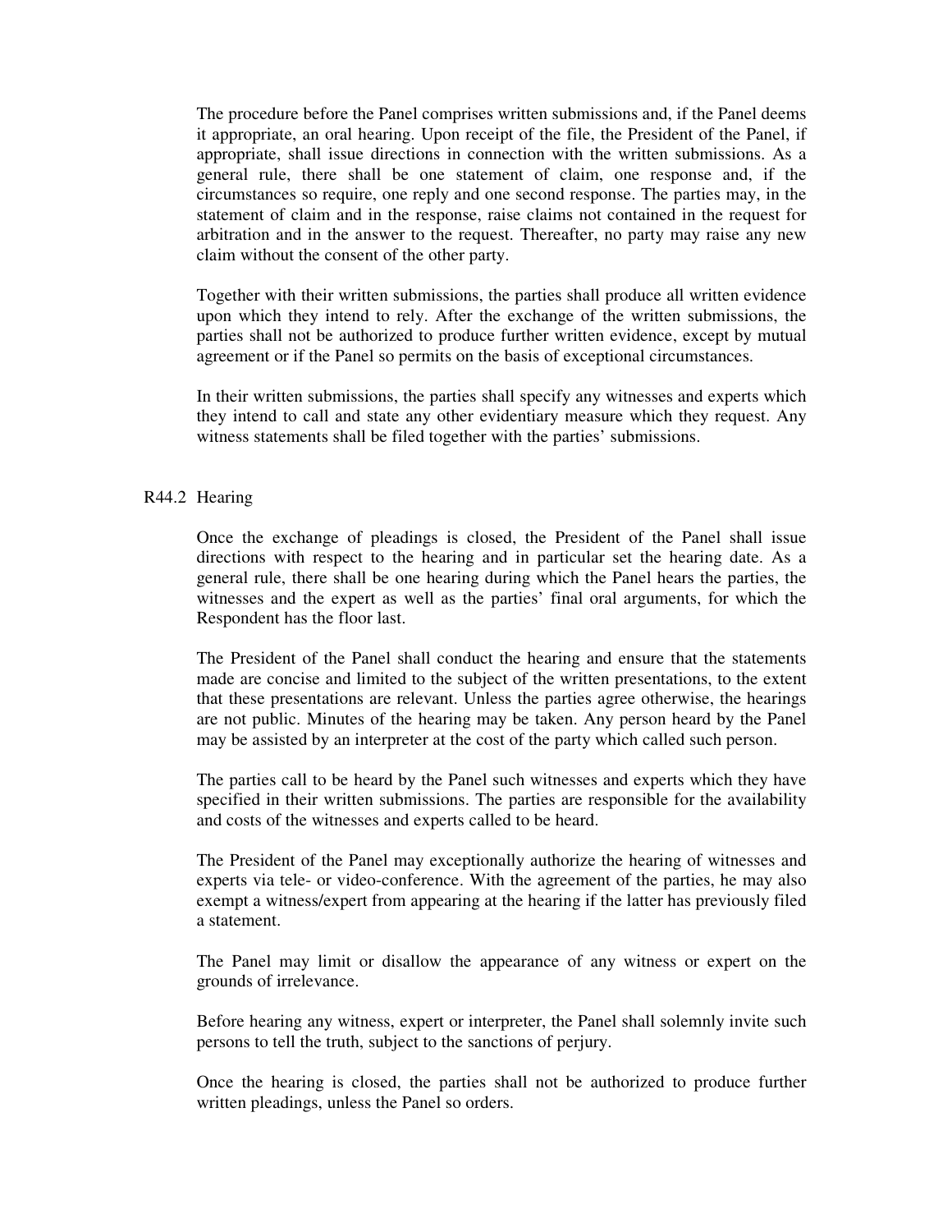The procedure before the Panel comprises written submissions and, if the Panel deems it appropriate, an oral hearing. Upon receipt of the file, the President of the Panel, if appropriate, shall issue directions in connection with the written submissions. As a general rule, there shall be one statement of claim, one response and, if the circumstances so require, one reply and one second response. The parties may, in the statement of claim and in the response, raise claims not contained in the request for arbitration and in the answer to the request. Thereafter, no party may raise any new claim without the consent of the other party.

Together with their written submissions, the parties shall produce all written evidence upon which they intend to rely. After the exchange of the written submissions, the parties shall not be authorized to produce further written evidence, except by mutual agreement or if the Panel so permits on the basis of exceptional circumstances.

In their written submissions, the parties shall specify any witnesses and experts which they intend to call and state any other evidentiary measure which they request. Any witness statements shall be filed together with the parties' submissions.

R44.2 Hearing

Once the exchange of pleadings is closed, the President of the Panel shall issue directions with respect to the hearing and in particular set the hearing date. As a general rule, there shall be one hearing during which the Panel hears the parties, the witnesses and the expert as well as the parties' final oral arguments, for which the Respondent has the floor last.

The President of the Panel shall conduct the hearing and ensure that the statements made are concise and limited to the subject of the written presentations, to the extent that these presentations are relevant. Unless the parties agree otherwise, the hearings are not public. Minutes of the hearing may be taken. Any person heard by the Panel may be assisted by an interpreter at the cost of the party which called such person.

The parties call to be heard by the Panel such witnesses and experts which they have specified in their written submissions. The parties are responsible for the availability and costs of the witnesses and experts called to be heard.

The President of the Panel may exceptionally authorize the hearing of witnesses and experts via tele- or video-conference. With the agreement of the parties, he may also exempt a witness/expert from appearing at the hearing if the latter has previously filed a statement.

The Panel may limit or disallow the appearance of any witness or expert on the grounds of irrelevance.

Before hearing any witness, expert or interpreter, the Panel shall solemnly invite such persons to tell the truth, subject to the sanctions of perjury.

Once the hearing is closed, the parties shall not be authorized to produce further written pleadings, unless the Panel so orders.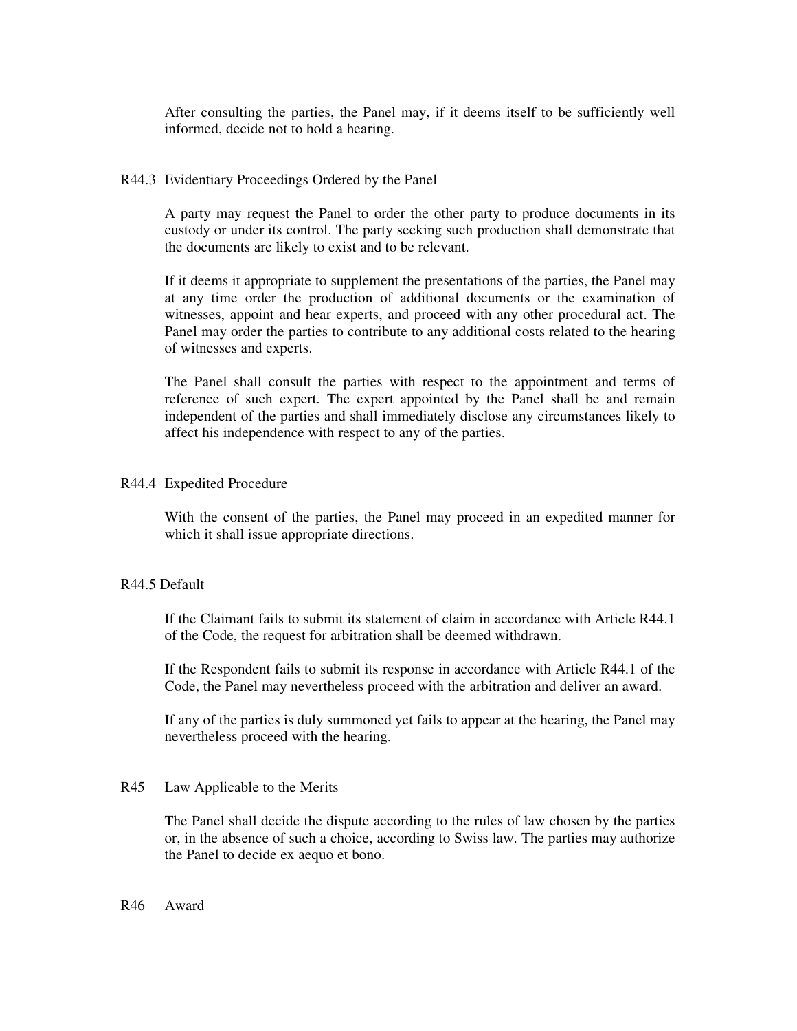After consulting the parties, the Panel may, if it deems itself to be sufficiently well informed, decide not to hold a hearing.

### R44.3 Evidentiary Proceedings Ordered by the Panel

A party may request the Panel to order the other party to produce documents in its custody or under its control. The party seeking such production shall demonstrate that the documents are likely to exist and to be relevant.

If it deems it appropriate to supplement the presentations of the parties, the Panel may at any time order the production of additional documents or the examination of witnesses, appoint and hear experts, and proceed with any other procedural act. The Panel may order the parties to contribute to any additional costs related to the hearing of witnesses and experts.

The Panel shall consult the parties with respect to the appointment and terms of reference of such expert. The expert appointed by the Panel shall be and remain independent of the parties and shall immediately disclose any circumstances likely to affect his independence with respect to any of the parties.

### R44.4 Expedited Procedure

With the consent of the parties, the Panel may proceed in an expedited manner for which it shall issue appropriate directions.

### R44.5 Default

If the Claimant fails to submit its statement of claim in accordance with Article R44.1 of the Code, the request for arbitration shall be deemed withdrawn.

If the Respondent fails to submit its response in accordance with Article R44.1 of the Code, the Panel may nevertheless proceed with the arbitration and deliver an award.

If any of the parties is duly summoned yet fails to appear at the hearing, the Panel may nevertheless proceed with the hearing.

### R45 Law Applicable to the Merits

The Panel shall decide the dispute according to the rules of law chosen by the parties or, in the absence of such a choice, according to Swiss law. The parties may authorize the Panel to decide ex aequo et bono.

### R46 Award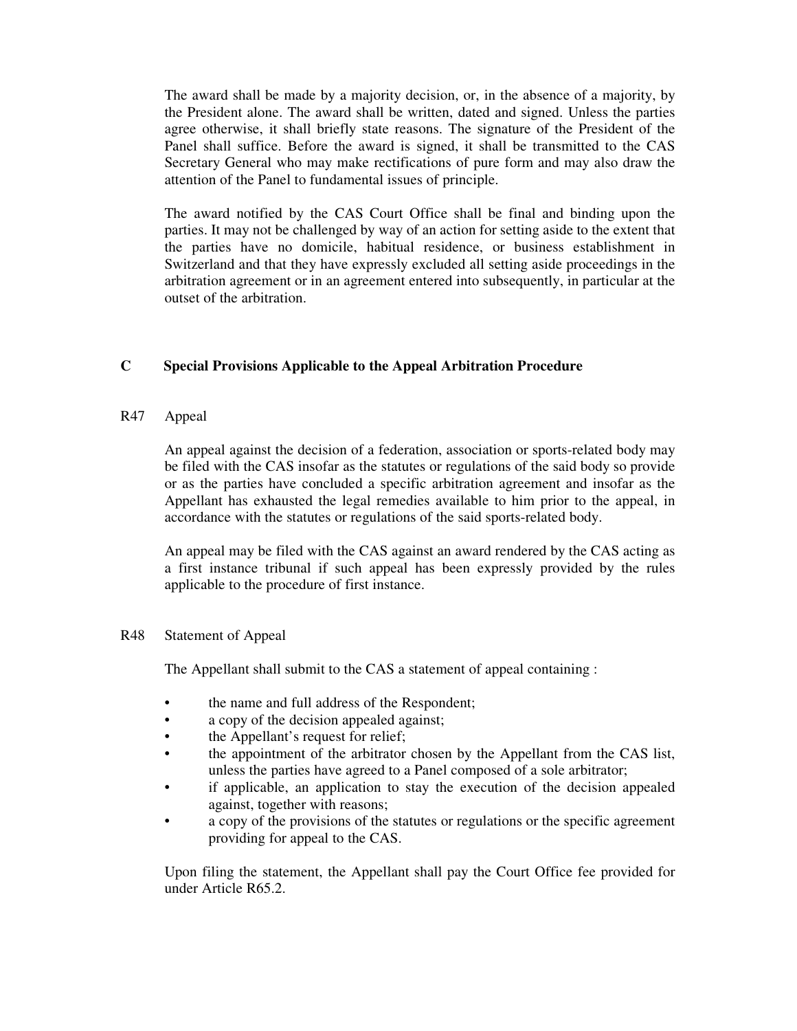The award shall be made by a majority decision, or, in the absence of a majority, by the President alone. The award shall be written, dated and signed. Unless the parties agree otherwise, it shall briefly state reasons. The signature of the President of the Panel shall suffice. Before the award is signed, it shall be transmitted to the CAS Secretary General who may make rectifications of pure form and may also draw the attention of the Panel to fundamental issues of principle.

The award notified by the CAS Court Office shall be final and binding upon the parties. It may not be challenged by way of an action for setting aside to the extent that the parties have no domicile, habitual residence, or business establishment in Switzerland and that they have expressly excluded all setting aside proceedings in the arbitration agreement or in an agreement entered into subsequently, in particular at the outset of the arbitration.

## C Special Provisions Applicable to the Appeal Arbitration Procedure

R47 Appeal

An appeal against the decision of a federation, association or sports-related body may be filed with the CAS insofar as the statutes or regulations of the said body so provide or as the parties have concluded a specific arbitration agreement and insofar as the Appellant has exhausted the legal remedies available to him prior to the appeal, in accordance with the statutes or regulations of the said sports-related body.

An appeal may be filed with the CAS against an award rendered by the CAS acting as a first instance tribunal if such appeal has been expressly provided by the rules applicable to the procedure of first instance.

R48 Statement of Appeal

The Appellant shall submit to the CAS a statement of appeal containing :

- the name and full address of the Respondent;
- a copy of the decision appealed against;
- the Appellant's request for relief;
- the appointment of the arbitrator chosen by the Appellant from the CAS list, unless the parties have agreed to a Panel composed of a sole arbitrator;
- if applicable, an application to stay the execution of the decision appealed against, together with reasons;
- a copy of the provisions of the statutes or regulations or the specific agreement providing for appeal to the CAS.

Upon filing the statement, the Appellant shall pay the Court Office fee provided for under Article R65.2.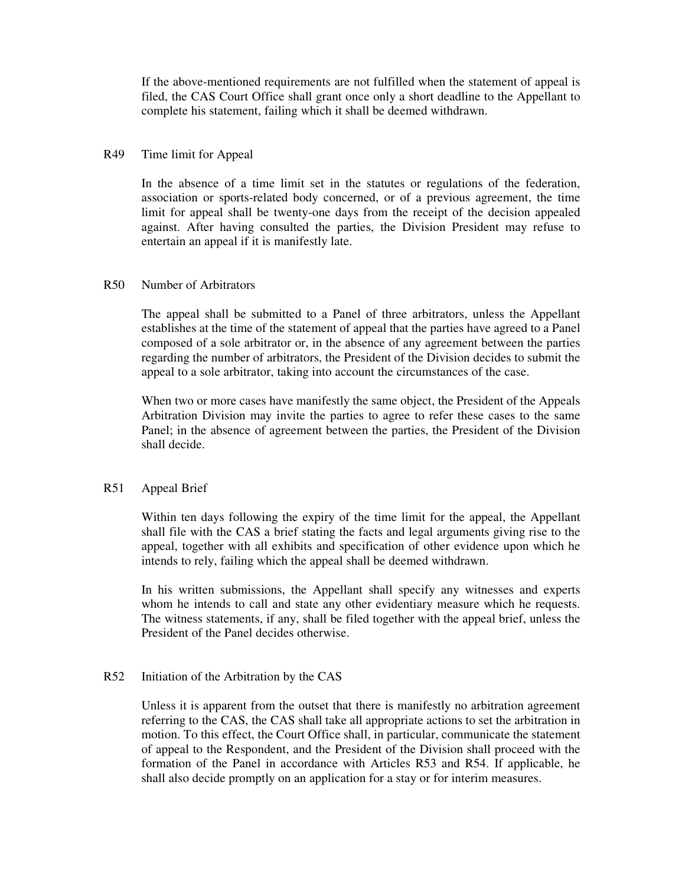If the above-mentioned requirements are not fulfilled when the statement of appeal is filed, the CAS Court Office shall grant once only a short deadline to the Appellant to complete his statement, failing which it shall be deemed withdrawn.

## R49 Time limit for Appeal

In the absence of a time limit set in the statutes or regulations of the federation, association or sports-related body concerned, or of a previous agreement, the time limit for appeal shall be twenty-one days from the receipt of the decision appealed against. After having consulted the parties, the Division President may refuse to entertain an appeal if it is manifestly late.

## R50 Number of Arbitrators

The appeal shall be submitted to a Panel of three arbitrators, unless the Appellant establishes at the time of the statement of appeal that the parties have agreed to a Panel composed of a sole arbitrator or, in the absence of any agreement between the parties regarding the number of arbitrators, the President of the Division decides to submit the appeal to a sole arbitrator, taking into account the circumstances of the case.

When two or more cases have manifestly the same object, the President of the Appeals Arbitration Division may invite the parties to agree to refer these cases to the same Panel; in the absence of agreement between the parties, the President of the Division shall decide.

## R51 Appeal Brief

Within ten days following the expiry of the time limit for the appeal, the Appellant shall file with the CAS a brief stating the facts and legal arguments giving rise to the appeal, together with all exhibits and specification of other evidence upon which he intends to rely, failing which the appeal shall be deemed withdrawn.

In his written submissions, the Appellant shall specify any witnesses and experts whom he intends to call and state any other evidentiary measure which he requests. The witness statements, if any, shall be filed together with the appeal brief, unless the President of the Panel decides otherwise.

## R52 Initiation of the Arbitration by the CAS

Unless it is apparent from the outset that there is manifestly no arbitration agreement referring to the CAS, the CAS shall take all appropriate actions to set the arbitration in motion. To this effect, the Court Office shall, in particular, communicate the statement of appeal to the Respondent, and the President of the Division shall proceed with the formation of the Panel in accordance with Articles R53 and R54. If applicable, he shall also decide promptly on an application for a stay or for interim measures.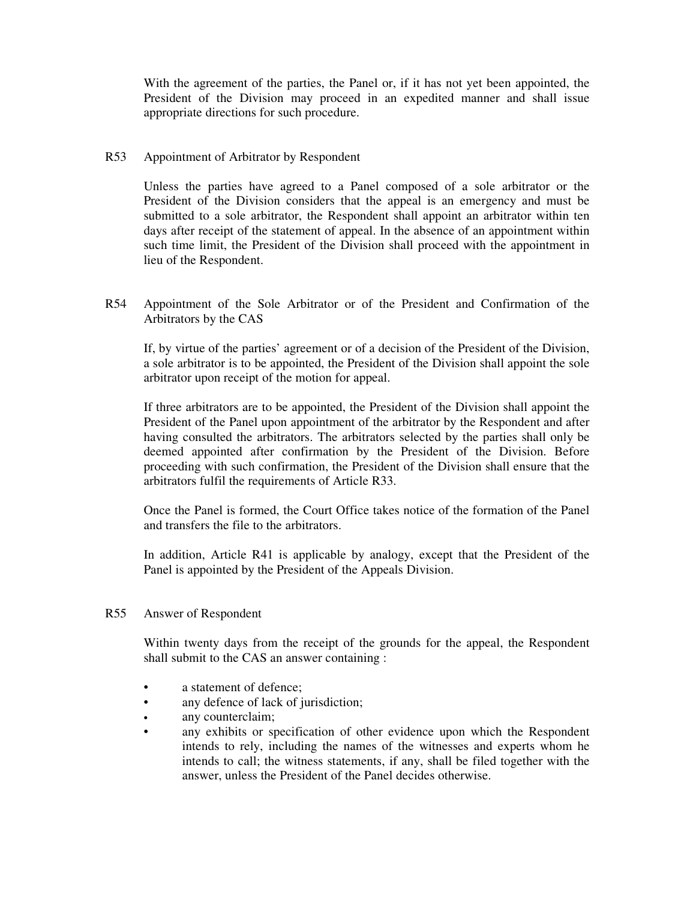With the agreement of the parties, the Panel or, if it has not yet been appointed, the President of the Division may proceed in an expedited manner and shall issue appropriate directions for such procedure.

## R53 Appointment of Arbitrator by Respondent

Unless the parties have agreed to a Panel composed of a sole arbitrator or the President of the Division considers that the appeal is an emergency and must be submitted to a sole arbitrator, the Respondent shall appoint an arbitrator within ten days after receipt of the statement of appeal. In the absence of an appointment within such time limit, the President of the Division shall proceed with the appointment in lieu of the Respondent.

## R54 Appointment of the Sole Arbitrator or of the President and Confirmation of the Arbitrators by the CAS

If, by virtue of the parties' agreement or of a decision of the President of the Division, a sole arbitrator is to be appointed, the President of the Division shall appoint the sole arbitrator upon receipt of the motion for appeal.

If three arbitrators are to be appointed, the President of the Division shall appoint the President of the Panel upon appointment of the arbitrator by the Respondent and after having consulted the arbitrators. The arbitrators selected by the parties shall only be deemed appointed after confirmation by the President of the Division. Before proceeding with such confirmation, the President of the Division shall ensure that the arbitrators fulfil the requirements of Article R33.

Once the Panel is formed, the Court Office takes notice of the formation of the Panel and transfers the file to the arbitrators.

In addition, Article R41 is applicable by analogy, except that the President of the Panel is appointed by the President of the Appeals Division.

## R55 Answer of Respondent

Within twenty days from the receipt of the grounds for the appeal, the Respondent shall submit to the CAS an answer containing :

- a statement of defence;
- any defence of lack of jurisdiction;
- any counterclaim;
- any exhibits or specification of other evidence upon which the Respondent intends to rely, including the names of the witnesses and experts whom he intends to call; the witness statements, if any, shall be filed together with the answer, unless the President of the Panel decides otherwise.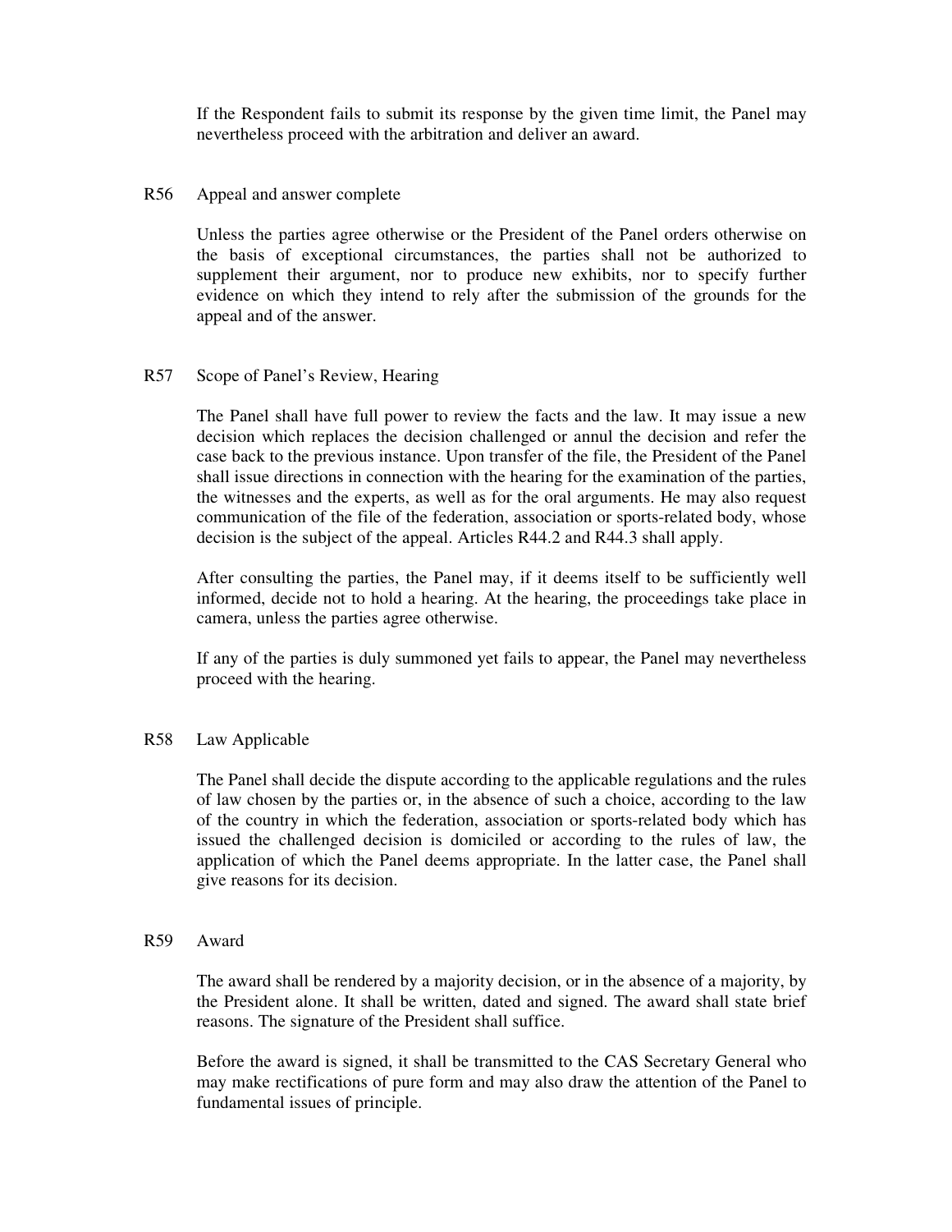If the Respondent fails to submit its response by the given time limit, the Panel may nevertheless proceed with the arbitration and deliver an award.

### R56 Appeal and answer complete

Unless the parties agree otherwise or the President of the Panel orders otherwise on the basis of exceptional circumstances, the parties shall not be authorized to supplement their argument, nor to produce new exhibits, nor to specify further evidence on which they intend to rely after the submission of the grounds for the appeal and of the answer.

### R57 Scope of Panel's Review, Hearing

The Panel shall have full power to review the facts and the law. It may issue a new decision which replaces the decision challenged or annul the decision and refer the case back to the previous instance. Upon transfer of the file, the President of the Panel shall issue directions in connection with the hearing for the examination of the parties, the witnesses and the experts, as well as for the oral arguments. He may also request communication of the file of the federation, association or sports-related body, whose decision is the subject of the appeal. Articles R44.2 and R44.3 shall apply.

After consulting the parties, the Panel may, if it deems itself to be sufficiently well informed, decide not to hold a hearing. At the hearing, the proceedings take place in camera, unless the parties agree otherwise.

If any of the parties is duly summoned yet fails to appear, the Panel may nevertheless proceed with the hearing.

### R58 Law Applicable

The Panel shall decide the dispute according to the applicable regulations and the rules of law chosen by the parties or, in the absence of such a choice, according to the law of the country in which the federation, association or sports-related body which has issued the challenged decision is domiciled or according to the rules of law, the application of which the Panel deems appropriate. In the latter case, the Panel shall give reasons for its decision.

### R59 Award

The award shall be rendered by a majority decision, or in the absence of a majority, by the President alone. It shall be written, dated and signed. The award shall state brief reasons. The signature of the President shall suffice.

Before the award is signed, it shall be transmitted to the CAS Secretary General who may make rectifications of pure form and may also draw the attention of the Panel to fundamental issues of principle.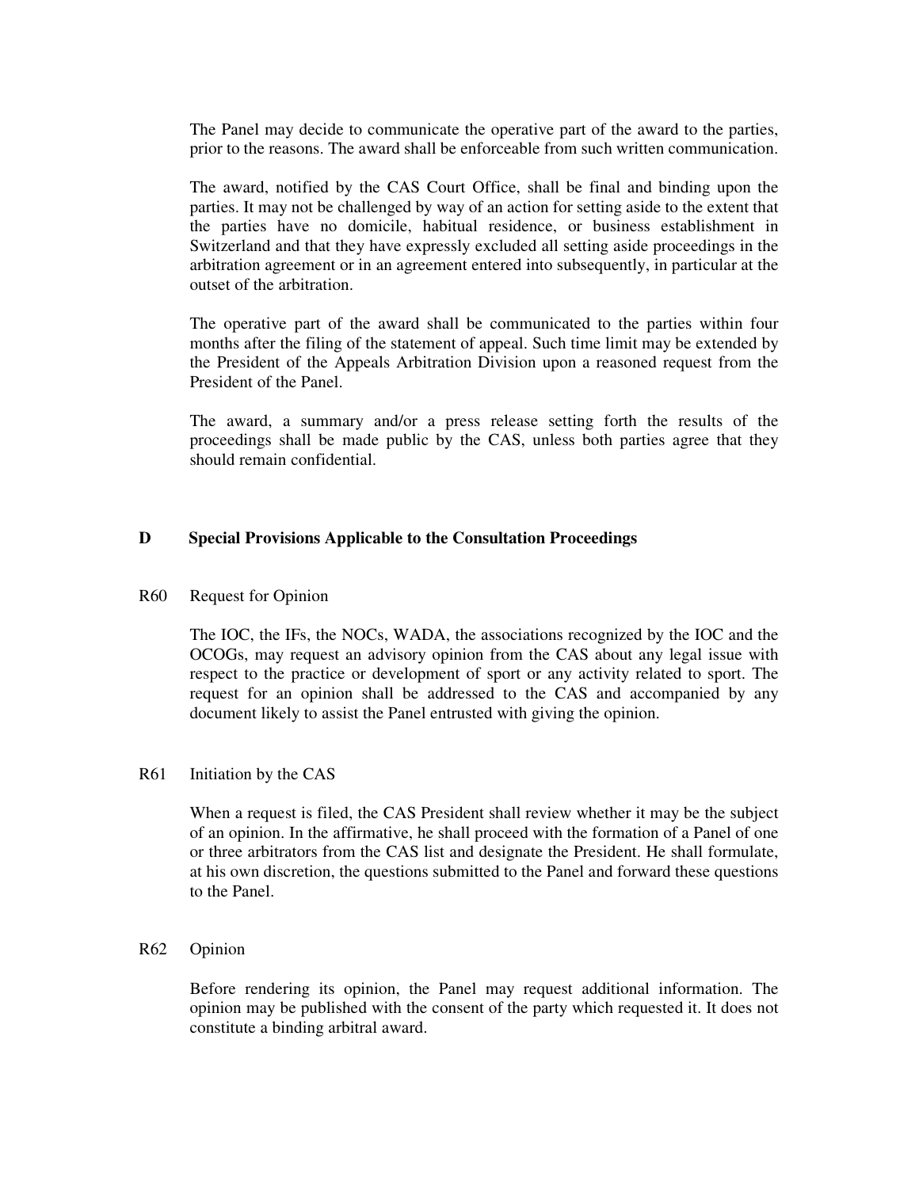The Panel may decide to communicate the operative part of the award to the parties, prior to the reasons. The award shall be enforceable from such written communication.

The award, notified by the CAS Court Office, shall be final and binding upon the parties. It may not be challenged by way of an action for setting aside to the extent that the parties have no domicile, habitual residence, or business establishment in Switzerland and that they have expressly excluded all setting aside proceedings in the arbitration agreement or in an agreement entered into subsequently, in particular at the outset of the arbitration.

The operative part of the award shall be communicated to the parties within four months after the filing of the statement of appeal. Such time limit may be extended by the President of the Appeals Arbitration Division upon a reasoned request from the President of the Panel.

The award, a summary and/or a press release setting forth the results of the proceedings shall be made public by the CAS, unless both parties agree that they should remain confidential.

## D Special Provisions Applicable to the Consultation Proceedings

### R60 Request for Opinion

The IOC, the IFs, the NOCs, WADA, the associations recognized by the IOC and the OCOGs, may request an advisory opinion from the CAS about any legal issue with respect to the practice or development of sport or any activity related to sport. The request for an opinion shall be addressed to the CAS and accompanied by any document likely to assist the Panel entrusted with giving the opinion.

### R61 Initiation by the CAS

When a request is filed, the CAS President shall review whether it may be the subject of an opinion. In the affirmative, he shall proceed with the formation of a Panel of one or three arbitrators from the CAS list and designate the President. He shall formulate, at his own discretion, the questions submitted to the Panel and forward these questions to the Panel.

### R62 Opinion

Before rendering its opinion, the Panel may request additional information. The opinion may be published with the consent of the party which requested it. It does not constitute a binding arbitral award.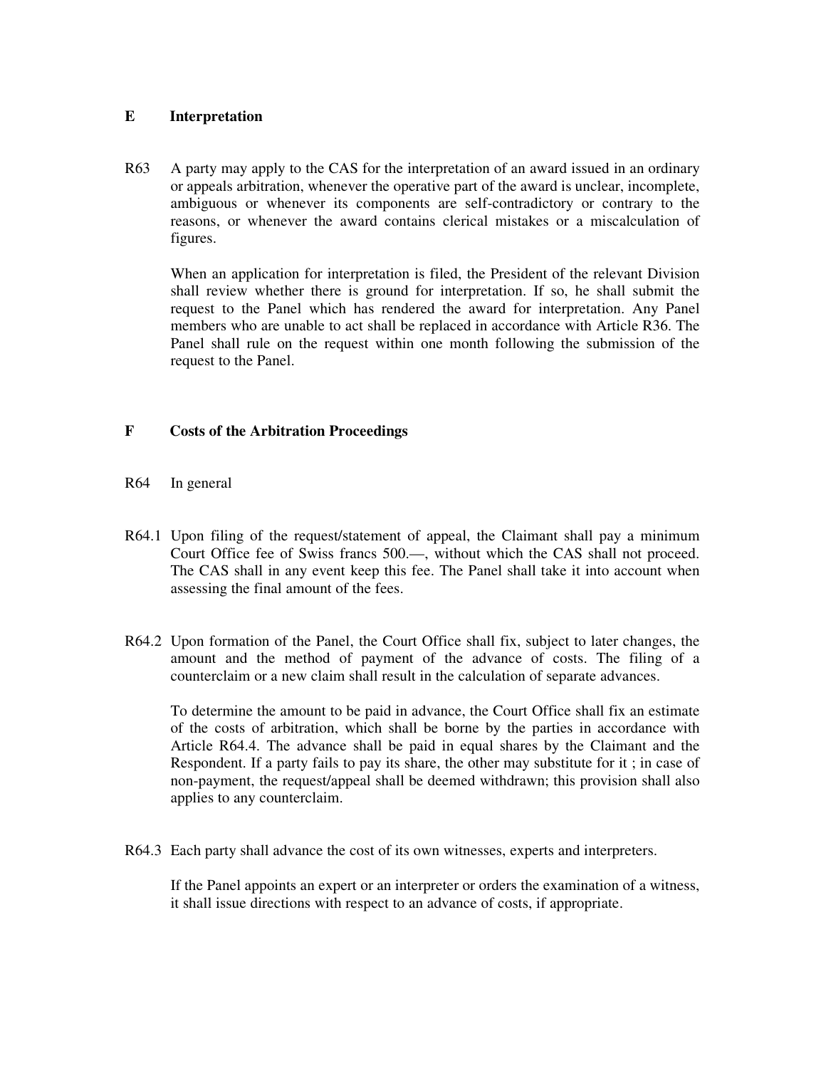## E Interpretation

R63 A party may apply to the CAS for the interpretation of an award issued in an ordinary or appeals arbitration, whenever the operative part of the award is unclear, incomplete, ambiguous or whenever its components are self-contradictory or contrary to the reasons, or whenever the award contains clerical mistakes or a miscalculation of figures.

When an application for interpretation is filed, the President of the relevant Division shall review whether there is ground for interpretation. If so, he shall submit the request to the Panel which has rendered the award for interpretation. Any Panel members who are unable to act shall be replaced in accordance with Article R36. The Panel shall rule on the request within one month following the submission of the request to the Panel.

## F Costs of the Arbitration Proceedings

R64 In general

R64.1 Upon filing of the request/statement of appeal, the Claimant shall pay a minimum Court Office fee of Swiss francs 500.—, without which the CAS shall not proceed. The CAS shall in any event keep this fee. The Panel shall take it into account when assessing the final amount of the fees.

R64.2 Upon formation of the Panel, the Court Office shall fix, subject to later changes, the amount and the method of payment of the advance of costs. The filing of a counterclaim or a new claim shall result in the calculation of separate advances.

To determine the amount to be paid in advance, the Court Office shall fix an estimate of the costs of arbitration, which shall be borne by the parties in accordance with Article R64.4. The advance shall be paid in equal shares by the Claimant and the Respondent. If a party fails to pay its share, the other may substitute for it ; in case of non-payment, the request/appeal shall be deemed withdrawn; this provision shall also applies to any counterclaim.

R64.3 Each party shall advance the cost of its own witnesses, experts and interpreters.

If the Panel appoints an expert or an interpreter or orders the examination of a witness, it shall issue directions with respect to an advance of costs, if appropriate.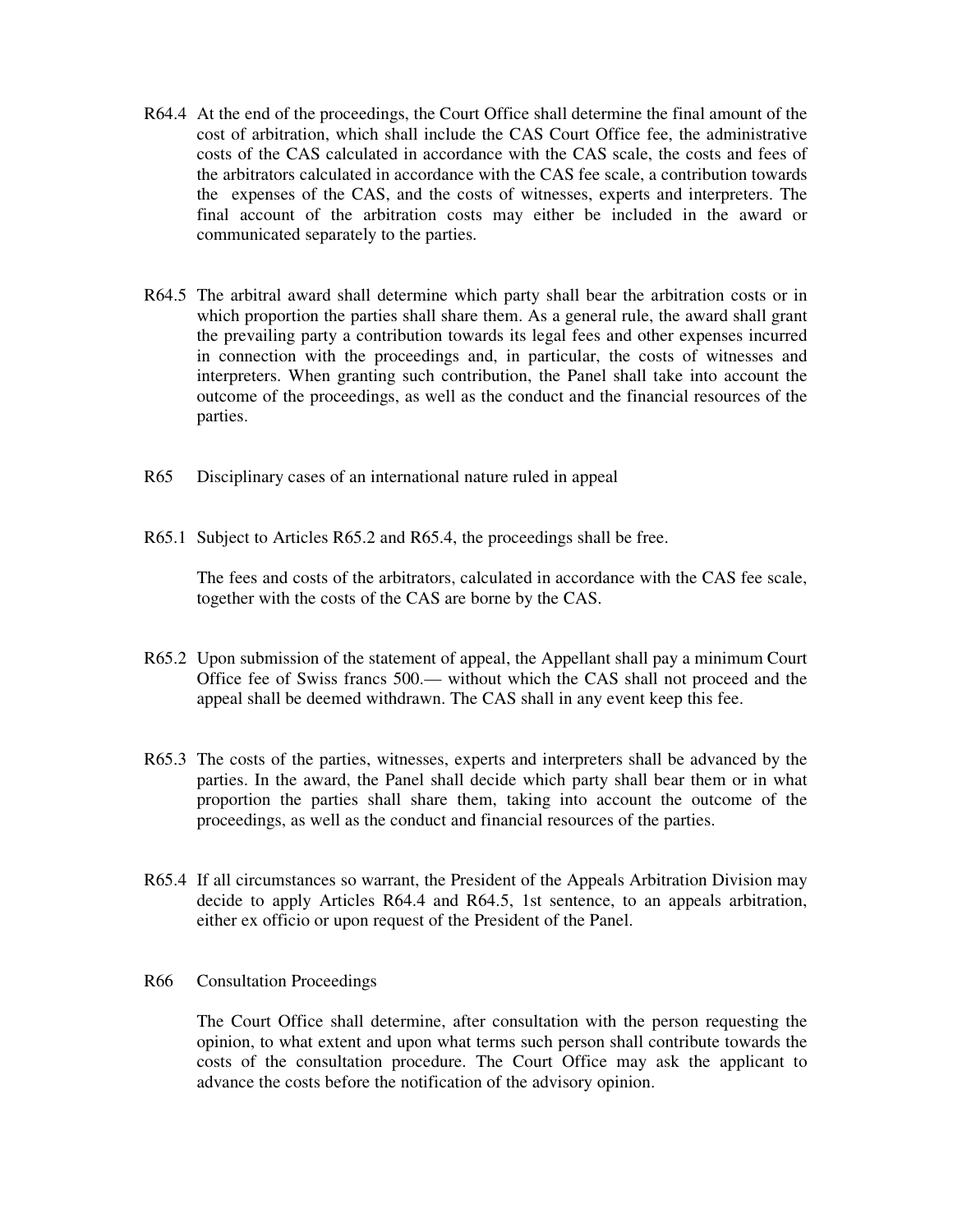R64.4 At the end of the proceedings, the Court Office shall determine the final amount of the cost of arbitration, which shall include the CAS Court Office fee, the administrative costs of the CAS calculated in accordance with the CAS scale, the costs and fees of the arbitrators calculated in accordance with the CAS fee scale, a contribution towards the expenses of the CAS, and the costs of witnesses, experts and interpreters. The final account of the arbitration costs may either be included in the award or communicated separately to the parties.

R64.5 The arbitral award shall determine which party shall bear the arbitration costs or in which proportion the parties shall share them. As a general rule, the award shall grant the prevailing party a contribution towards its legal fees and other expenses incurred in connection with the proceedings and, in particular, the costs of witnesses and interpreters. When granting such contribution, the Panel shall take into account the outcome of the proceedings, as well as the conduct and the financial resources of the parties.

R65 Disciplinary cases of an international nature ruled in appeal

R65.1 Subject to Articles R65.2 and R65.4, the proceedings shall be free.

The fees and costs of the arbitrators, calculated in accordance with the CAS fee scale, together with the costs of the CAS are borne by the CAS.

R65.2 Upon submission of the statement of appeal, the Appellant shall pay a minimum Court Office fee of Swiss francs 500.— without which the CAS shall not proceed and the appeal shall be deemed withdrawn. The CAS shall in any event keep this fee.

R65.3 The costs of the parties, witnesses, experts and interpreters shall be advanced by the parties. In the award, the Panel shall decide which party shall bear them or in what proportion the parties shall share them, taking into account the outcome of the proceedings, as well as the conduct and financial resources of the parties.

R65.4 If all circumstances so warrant, the President of the Appeals Arbitration Division may decide to apply Articles R64.4 and R64.5, 1st sentence, to an appeals arbitration, either ex officio or upon request of the President of the Panel.

R66 Consultation Proceedings

The Court Office shall determine, after consultation with the person requesting the opinion, to what extent and upon what terms such person shall contribute towards the costs of the consultation procedure. The Court Office may ask the applicant to advance the costs before the notification of the advisory opinion.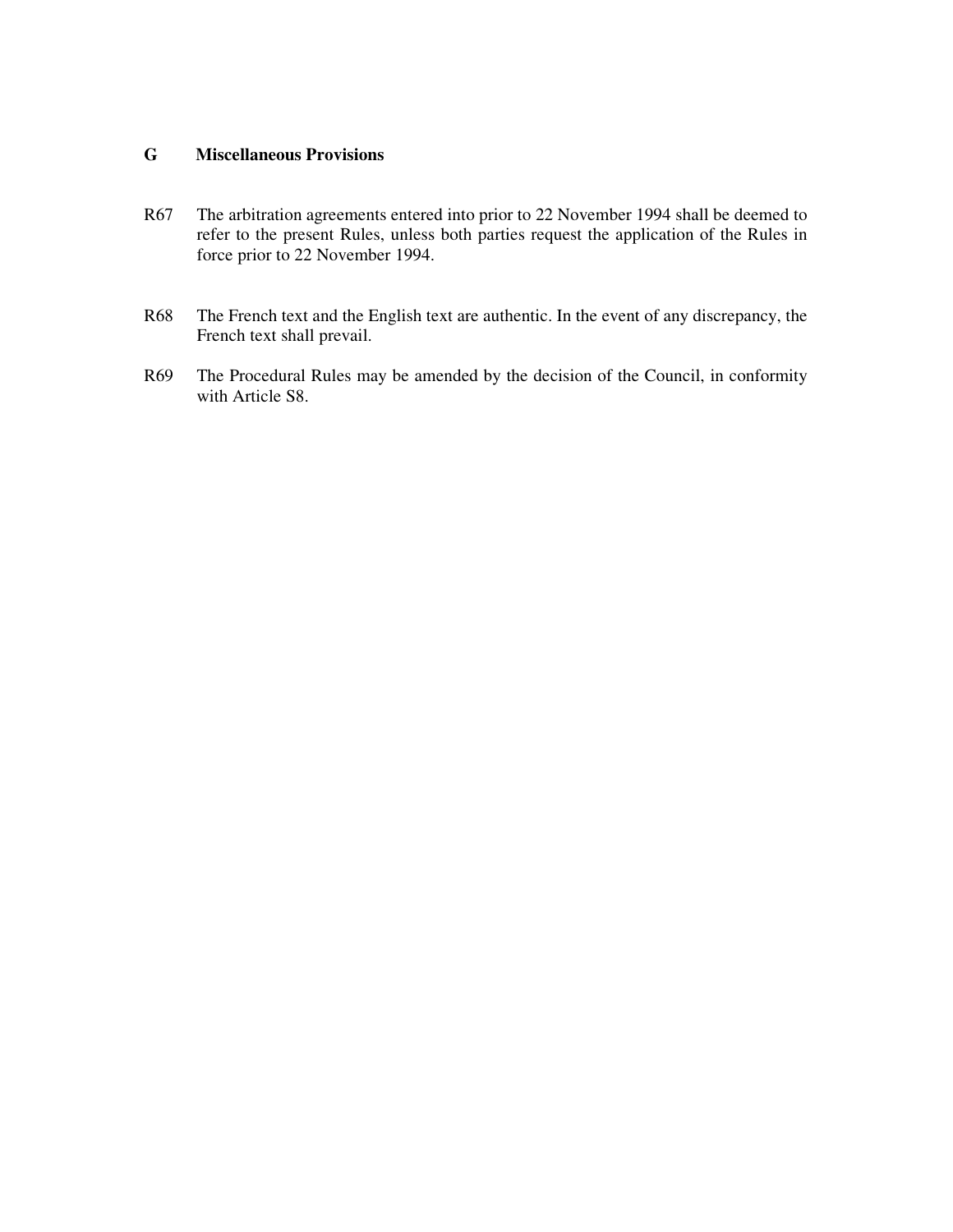## G Miscellaneous Provisions

R67 The arbitration agreements entered into prior to 22 November 1994 shall be deemed to refer to the present Rules, unless both parties request the application of the Rules in force prior to 22 November 1994.

R68 The French text and the English text are authentic. In the event of any discrepancy, the French text shall prevail.

R69 The Procedural Rules may be amended by the decision of the Council, in conformity with Article S8.